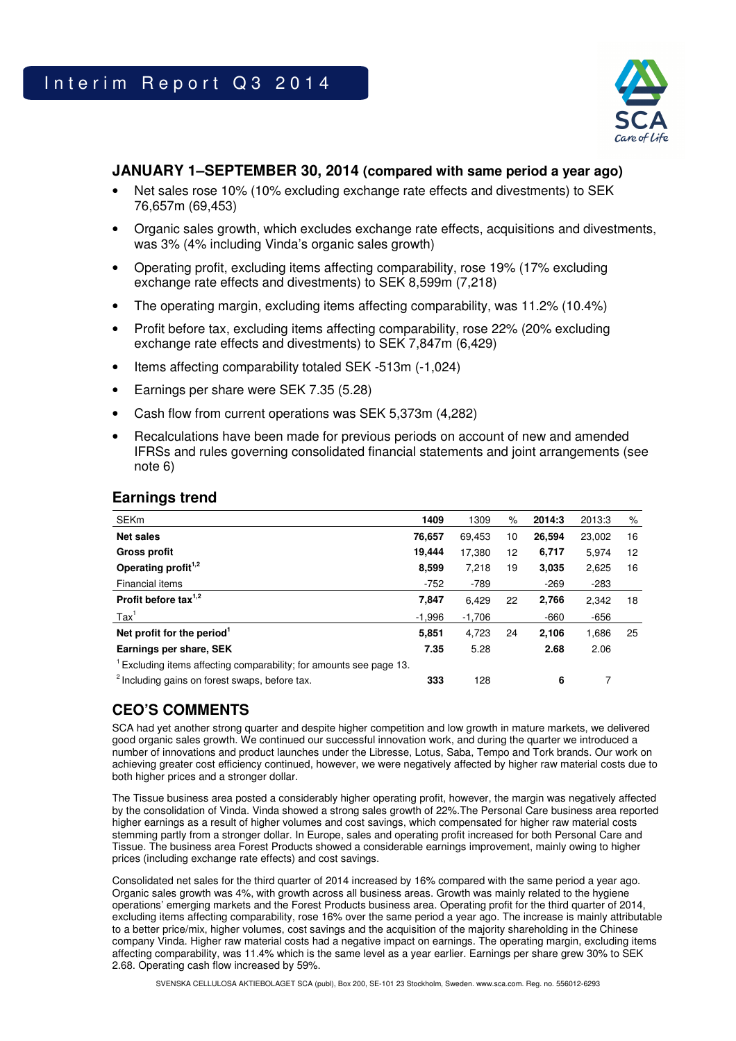# Interim Report Q3 2014

## JANUARY 1–SEPTEMBER 30, 2014 (compared with same period a year ago)

- Net sales rose 10% (10% excluding exchange rate effects and divestments) to SEK 76,657m (69,453)
- Organic sales growth, which excludes exchange rate effects, acquisitions and divestments, was 3% (4% including Vinda's organic sales growth)
- Operating profit, excluding items affecting comparability, rose 19% (17% excluding exchange rate effects and divestments) to SEK 8,599m (7,218)
- The operating margin, excluding items affecting comparability, was 11.2% (10.4%)
- Profit before tax, excluding items affecting comparability, rose 22% (20% excluding exchange rate effects and divestments) to SEK 7,847m (6,429)
- Items affecting comparability totaled SEK -513m (-1,024)
- Earnings per share were SEK 7.35 (5.28)
- Cash flow from current operations was SEK 5,373m (4,282)
- Recalculations have been made for previous periods on account of new and amended IFRSs and rules governing consolidated financial statements and joint arrangements (see note 6)

## Earnings trend

| SEKm | 1409 | 1309 | % | 2014:3 | 2013:3 | % |
|---|---|---|---|---|---|---|
| **Net sales** | **76,657** | 69,453 | 10 | **26,594** | 23,002 | 16 |
| **Gross profit** | **19,444** | 17,380 | 12 | **6,717** | 5,974 | 12 |
| **Operating profit**[1,2] | **8,599** | 7,218 | 19 | **3,035** | 2,625 | 16 |
| Financial items | -752 | -789 | | -269 | -283 | |
| **Profit before tax**[1,2] | **7,847** | 6,429 | 22 | **2,766** | 2,342 | 18 |
| Tax[1] | -1,996 | -1,706 | | -660 | -656 | |
| **Net profit for the period**[1] | **5,851** | 4,723 | 24 | **2,106** | 1,686 | 25 |
| **Earnings per share, SEK** | **7.35** | 5.28 | | **2.68** | 2.06 | |
| [1] Excluding items affecting comparability; for amounts see page 13. | | | | | | |
| [2] Including gains on forest swaps, before tax. | **333** | 128 | | **6** | 7 | |

## CEO'S COMMENTS

SCA had yet another strong quarter and despite higher competition and low growth in mature markets, we delivered good organic sales growth. We continued our successful innovation work, and during the quarter we introduced a number of innovations and product launches under the Libresse, Lotus, Saba, Tempo and Tork brands. Our work on achieving greater cost efficiency continued, however, we were negatively affected by higher raw material costs due to both higher prices and a stronger dollar.

The Tissue business area posted a considerably higher operating profit, however, the margin was negatively affected by the consolidation of Vinda. Vinda showed a strong sales growth of 22%.The Personal Care business area reported higher earnings as a result of higher volumes and cost savings, which compensated for higher raw material costs stemming partly from a stronger dollar. In Europe, sales and operating profit increased for both Personal Care and Tissue. The business area Forest Products showed a considerable earnings improvement, mainly owing to higher prices (including exchange rate effects) and cost savings.

Consolidated net sales for the third quarter of 2014 increased by 16% compared with the same period a year ago. Organic sales growth was 4%, with growth across all business areas. Growth was mainly related to the hygiene operations' emerging markets and the Forest Products business area. Operating profit for the third quarter of 2014, excluding items affecting comparability, rose 16% over the same period a year ago. The increase is mainly attributable to a better price/mix, higher volumes, cost savings and the acquisition of the majority shareholding in the Chinese company Vinda. Higher raw material costs had a negative impact on earnings. The operating margin, excluding items affecting comparability, was 11.4% which is the same level as a year earlier. Earnings per share grew 30% to SEK 2.68. Operating cash flow increased by 59%.

SVENSKA CELLULOSA AKTIEBOLAGET SCA (publ), Box 200, SE-101 23 Stockholm, Sweden. www.sca.com. Reg. no. 556012-6293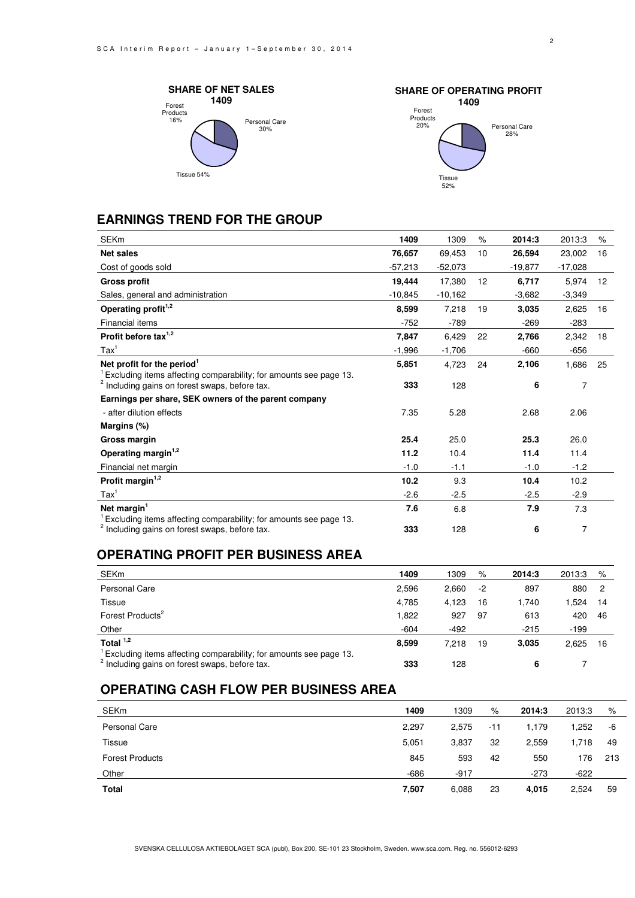**SHARE OF NET SALES 1409**

Forest Products 16%, Personal Care 30%, Tissue 54%

**SHARE OF OPERATING PROFIT 1409**

Forest Products 20%, Personal Care 28%, Tissue 52%

## EARNINGS TREND FOR THE GROUP

| SEKm | 1409 | 1309 | % | 2014:3 | 2013:3 | % |
|---|---|---|---|---|---|---|
| **Net sales** | **76,657** | 69,453 | 10 | **26,594** | 23,002 | 16 |
| Cost of goods sold | -57,213 | -52,073 | | -19,877 | -17,028 | |
| **Gross profit** | **19,444** | 17,380 | 12 | **6,717** | 5,974 | 12 |
| Sales, general and administration | -10,845 | -10,162 | | -3,682 | -3,349 | |
| **Operating profit[1,2]** | **8,599** | 7,218 | 19 | **3,035** | 2,625 | 16 |
| Financial items | -752 | -789 | | -269 | -283 | |
| **Profit before tax[1,2]** | **7,847** | 6,429 | 22 | **2,766** | 2,342 | 18 |
| Tax[1] | -1,996 | -1,706 | | -660 | -656 | |
| **Net profit for the period[1]** | **5,851** | 4,723 | 24 | **2,106** | 1,686 | 25 |
| [1] Excluding items affecting comparability; for amounts see page 13. | | | | | | |
| [2] Including gains on forest swaps, before tax. | **333** | 128 | | **6** | 7 | |
| **Earnings per share, SEK owners of the parent company** | | | | | | |
| - after dilution effects | 7.35 | 5.28 | | 2.68 | 2.06 | |
| **Margins (%)** | | | | | | |
| **Gross margin** | **25.4** | 25.0 | | **25.3** | 26.0 | |
| **Operating margin[1,2]** | **11.2** | 10.4 | | **11.4** | 11.4 | |
| Financial net margin | -1.0 | -1.1 | | -1.0 | -1.2 | |
| **Profit margin[1,2]** | **10.2** | 9.3 | | **10.4** | 10.2 | |
| Tax[1] | -2.6 | -2.5 | | -2.5 | -2.9 | |
| **Net margin[1]** | **7.6** | 6.8 | | **7.9** | 7.3 | |
| [1] Excluding items affecting comparability; for amounts see page 13. | | | | | | |
| [2] Including gains on forest swaps, before tax. | **333** | 128 | | **6** | 7 | |

## OPERATING PROFIT PER BUSINESS AREA

| SEKm | 1409 | 1309 | % | 2014:3 | 2013:3 | % |
|---|---|---|---|---|---|---|
| Personal Care | 2,596 | 2,660 | -2 | 897 | 880 | 2 |
| Tissue | 4,785 | 4,123 | 16 | 1,740 | 1,524 | 14 |
| Forest Products[2] | 1,822 | 927 | 97 | 613 | 420 | 46 |
| Other | -604 | -492 | | -215 | -199 | |
| **Total [1,2]** | **8,599** | 7,218 | 19 | **3,035** | 2,625 | 16 |
| [1] Excluding items affecting comparability; for amounts see page 13. | | | | | | |
| [2] Including gains on forest swaps, before tax. | **333** | 128 | | **6** | 7 | |

## OPERATING CASH FLOW PER BUSINESS AREA

| SEKm | 1409 | 1309 | % | 2014:3 | 2013:3 | % |
|---|---|---|---|---|---|---|
| Personal Care | 2,297 | 2,575 | -11 | 1,179 | 1,252 | -6 |
| Tissue | 5,051 | 3,837 | 32 | 2,559 | 1,718 | 49 |
| Forest Products | 845 | 593 | 42 | 550 | 176 | 213 |
| Other | -686 | -917 | | -273 | -622 | |
| **Total** | **7,507** | 6,088 | 23 | **4,015** | 2,524 | 59 |

SVENSKA CELLULOSA AKTIEBOLAGET SCA (publ), Box 200, SE-101 23 Stockholm, Sweden. www.sca.com. Reg. no. 556012-6293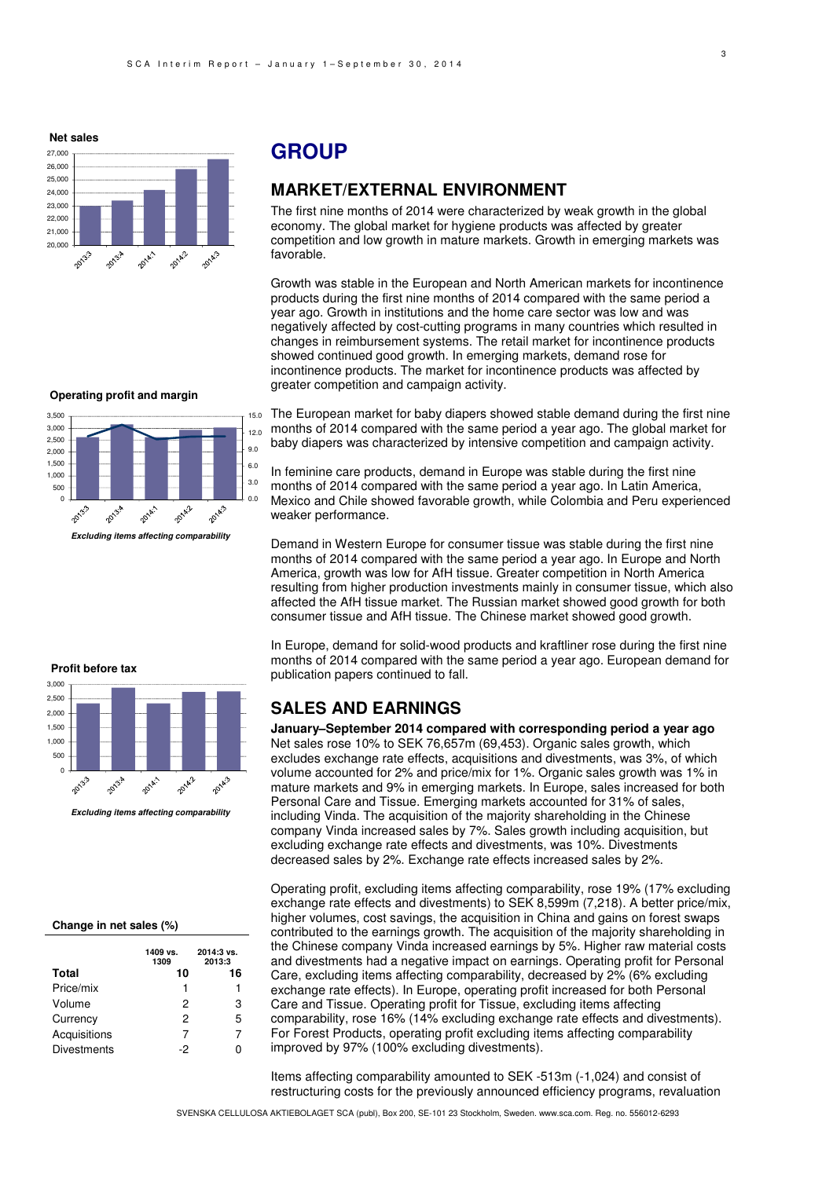**Net sales**

**Operating profit and margin**

*Excluding items affecting comparability*

**Profit before tax**

*Excluding items affecting comparability*

**Change in net sales (%)**

| | 1409 vs. 1309 | 2014:3 vs. 2013:3 |
|---|---|---|
| **Total** | **10** | **16** |
| Price/mix | 1 | 1 |
| Volume | 2 | 3 |
| Currency | 2 | 5 |
| Acquisitions | 7 | 7 |
| Divestments | -2 | 0 |

# GROUP

## MARKET/EXTERNAL ENVIRONMENT

The first nine months of 2014 were characterized by weak growth in the global economy. The global market for hygiene products was affected by greater competition and low growth in mature markets. Growth in emerging markets was favorable.

Growth was stable in the European and North American markets for incontinence products during the first nine months of 2014 compared with the same period a year ago. Growth in institutions and the home care sector was low and was negatively affected by cost-cutting programs in many countries which resulted in changes in reimbursement systems. The retail market for incontinence products showed continued good growth. In emerging markets, demand rose for incontinence products. The market for incontinence products was affected by greater competition and campaign activity.

The European market for baby diapers showed stable demand during the first nine months of 2014 compared with the same period a year ago. The global market for baby diapers was characterized by intensive competition and campaign activity.

In feminine care products, demand in Europe was stable during the first nine months of 2014 compared with the same period a year ago. In Latin America, Mexico and Chile showed favorable growth, while Colombia and Peru experienced weaker performance.

Demand in Western Europe for consumer tissue was stable during the first nine months of 2014 compared with the same period a year ago. In Europe and North America, growth was low for AfH tissue. Greater competition in North America resulting from higher production investments mainly in consumer tissue, which also affected the AfH tissue market. The Russian market showed good growth for both consumer tissue and AfH tissue. The Chinese market showed good growth.

In Europe, demand for solid-wood products and kraftliner rose during the first nine months of 2014 compared with the same period a year ago. European demand for publication papers continued to fall.

## SALES AND EARNINGS

**January–September 2014 compared with corresponding period a year ago**

Net sales rose 10% to SEK 76,657m (69,453). Organic sales growth, which excludes exchange rate effects, acquisitions and divestments, was 3%, of which volume accounted for 2% and price/mix for 1%. Organic sales growth was 1% in mature markets and 9% in emerging markets. In Europe, sales increased for both Personal Care and Tissue. Emerging markets accounted for 31% of sales, including Vinda. The acquisition of the majority shareholding in the Chinese company Vinda increased sales by 7%. Sales growth including acquisition, but excluding exchange rate effects and divestments, was 10%. Divestments decreased sales by 2%. Exchange rate effects increased sales by 2%.

Operating profit, excluding items affecting comparability, rose 19% (17% excluding exchange rate effects and divestments) to SEK 8,599m (7,218). A better price/mix, higher volumes, cost savings, the acquisition in China and gains on forest swaps contributed to the earnings growth. The acquisition of the majority shareholding in the Chinese company Vinda increased earnings by 5%. Higher raw material costs and divestments had a negative impact on earnings. Operating profit for Personal Care, excluding items affecting comparability, decreased by 2% (6% excluding exchange rate effects). In Europe, operating profit increased for both Personal Care and Tissue. Operating profit for Tissue, excluding items affecting comparability, rose 16% (14% excluding exchange rate effects and divestments). For Forest Products, operating profit excluding items affecting comparability improved by 97% (100% excluding divestments).

Items affecting comparability amounted to SEK -513m (-1,024) and consist of restructuring costs for the previously announced efficiency programs, revaluation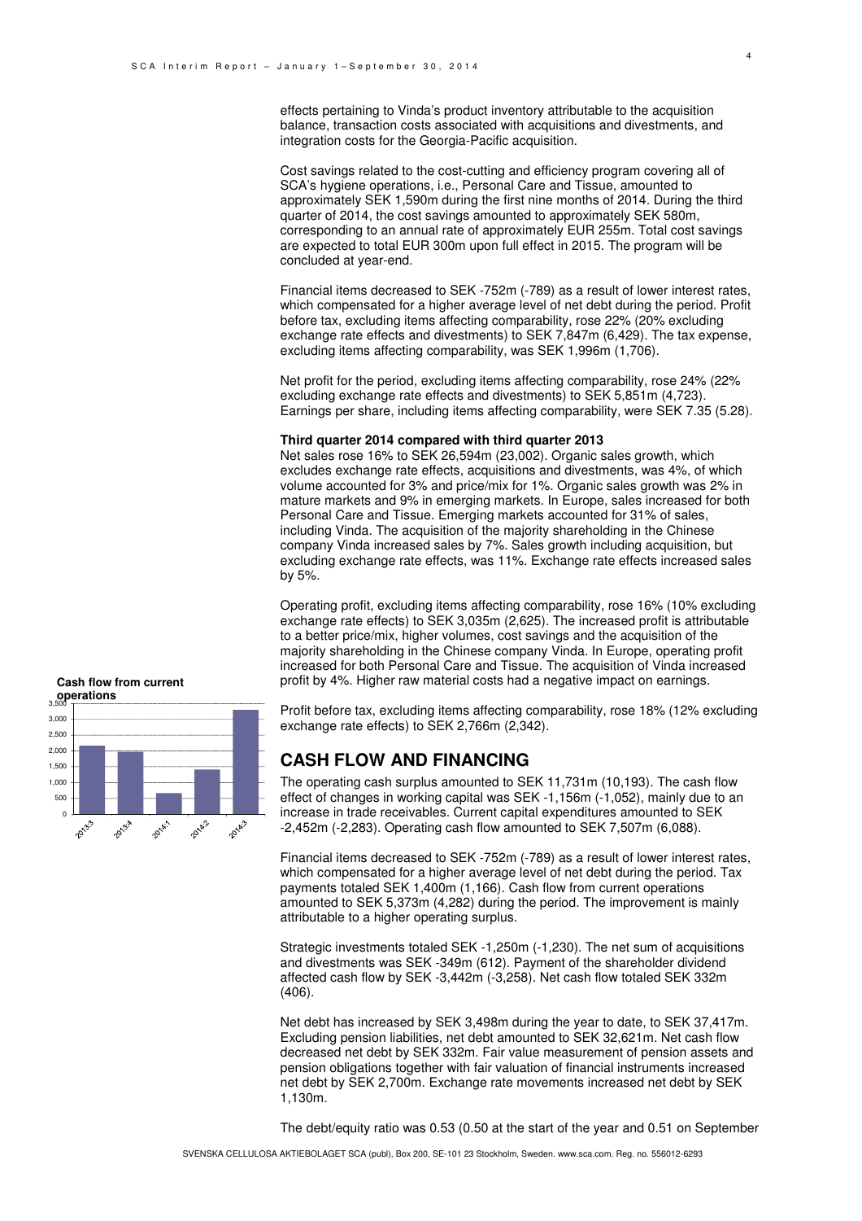effects pertaining to Vinda's product inventory attributable to the acquisition balance, transaction costs associated with acquisitions and divestments, and integration costs for the Georgia-Pacific acquisition.

Cost savings related to the cost-cutting and efficiency program covering all of SCA's hygiene operations, i.e., Personal Care and Tissue, amounted to approximately SEK 1,590m during the first nine months of 2014. During the third quarter of 2014, the cost savings amounted to approximately SEK 580m, corresponding to an annual rate of approximately EUR 255m. Total cost savings are expected to total EUR 300m upon full effect in 2015. The program will be concluded at year-end.

Financial items decreased to SEK -752m (-789) as a result of lower interest rates, which compensated for a higher average level of net debt during the period. Profit before tax, excluding items affecting comparability, rose 22% (20% excluding exchange rate effects and divestments) to SEK 7,847m (6,429). The tax expense, excluding items affecting comparability, was SEK 1,996m (1,706).

Net profit for the period, excluding items affecting comparability, rose 24% (22% excluding exchange rate effects and divestments) to SEK 5,851m (4,723). Earnings per share, including items affecting comparability, were SEK 7.35 (5.28).

**Third quarter 2014 compared with third quarter 2013**

Net sales rose 16% to SEK 26,594m (23,002). Organic sales growth, which excludes exchange rate effects, acquisitions and divestments, was 4%, of which volume accounted for 3% and price/mix for 1%. Organic sales growth was 2% in mature markets and 9% in emerging markets. In Europe, sales increased for both Personal Care and Tissue. Emerging markets accounted for 31% of sales, including Vinda. The acquisition of the majority shareholding in the Chinese company Vinda increased sales by 7%. Sales growth including acquisition, but excluding exchange rate effects, was 11%. Exchange rate effects increased sales by 5%.

Operating profit, excluding items affecting comparability, rose 16% (10% excluding exchange rate effects) to SEK 3,035m (2,625). The increased profit is attributable to a better price/mix, higher volumes, cost savings and the acquisition of the majority shareholding in the Chinese company Vinda. In Europe, operating profit increased for both Personal Care and Tissue. The acquisition of Vinda increased profit by 4%. Higher raw material costs had a negative impact on earnings.

Profit before tax, excluding items affecting comparability, rose 18% (12% excluding exchange rate effects) to SEK 2,766m (2,342).

**Cash flow from current operations**

| Quarter | Value |
|---|---|
| 2013:3 | ~2,150 |
| 2013:4 | ~1,950 |
| 2014:1 | ~650 |
| 2014:2 | ~1,400 |
| 2014:3 | ~3,300 |

## CASH FLOW AND FINANCING

The operating cash surplus amounted to SEK 11,731m (10,193). The cash flow effect of changes in working capital was SEK -1,156m (-1,052), mainly due to an increase in trade receivables. Current capital expenditures amounted to SEK -2,452m (-2,283). Operating cash flow amounted to SEK 7,507m (6,088).

Financial items decreased to SEK -752m (-789) as a result of lower interest rates, which compensated for a higher average level of net debt during the period. Tax payments totaled SEK 1,400m (1,166). Cash flow from current operations amounted to SEK 5,373m (4,282) during the period. The improvement is mainly attributable to a higher operating surplus.

Strategic investments totaled SEK -1,250m (-1,230). The net sum of acquisitions and divestments was SEK -349m (612). Payment of the shareholder dividend affected cash flow by SEK -3,442m (-3,258). Net cash flow totaled SEK 332m (406).

Net debt has increased by SEK 3,498m during the year to date, to SEK 37,417m. Excluding pension liabilities, net debt amounted to SEK 32,621m. Net cash flow decreased net debt by SEK 332m. Fair value measurement of pension assets and pension obligations together with fair valuation of financial instruments increased net debt by SEK 2,700m. Exchange rate movements increased net debt by SEK 1,130m.

The debt/equity ratio was 0.53 (0.50 at the start of the year and 0.51 on September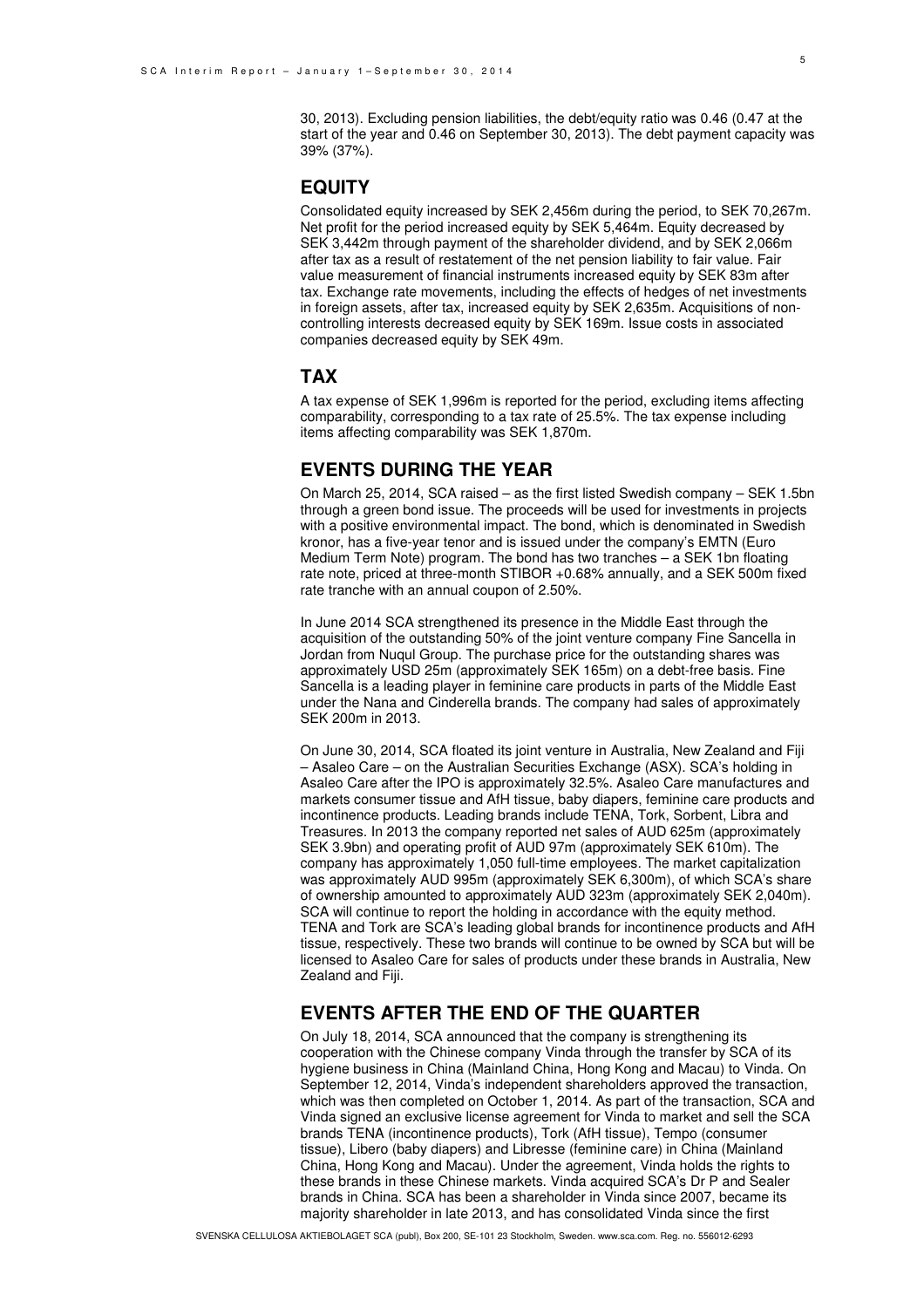30, 2013). Excluding pension liabilities, the debt/equity ratio was 0.46 (0.47 at the start of the year and 0.46 on September 30, 2013). The debt payment capacity was 39% (37%).

## EQUITY

Consolidated equity increased by SEK 2,456m during the period, to SEK 70,267m. Net profit for the period increased equity by SEK 5,464m. Equity decreased by SEK 3,442m through payment of the shareholder dividend, and by SEK 2,066m after tax as a result of restatement of the net pension liability to fair value. Fair value measurement of financial instruments increased equity by SEK 83m after tax. Exchange rate movements, including the effects of hedges of net investments in foreign assets, after tax, increased equity by SEK 2,635m. Acquisitions of non-controlling interests decreased equity by SEK 169m. Issue costs in associated companies decreased equity by SEK 49m.

## TAX

A tax expense of SEK 1,996m is reported for the period, excluding items affecting comparability, corresponding to a tax rate of 25.5%. The tax expense including items affecting comparability was SEK 1,870m.

## EVENTS DURING THE YEAR

On March 25, 2014, SCA raised – as the first listed Swedish company – SEK 1.5bn through a green bond issue. The proceeds will be used for investments in projects with a positive environmental impact. The bond, which is denominated in Swedish kronor, has a five-year tenor and is issued under the company's EMTN (Euro Medium Term Note) program. The bond has two tranches – a SEK 1bn floating rate note, priced at three-month STIBOR +0.68% annually, and a SEK 500m fixed rate tranche with an annual coupon of 2.50%.

In June 2014 SCA strengthened its presence in the Middle East through the acquisition of the outstanding 50% of the joint venture company Fine Sancella in Jordan from Nuqul Group. The purchase price for the outstanding shares was approximately USD 25m (approximately SEK 165m) on a debt-free basis. Fine Sancella is a leading player in feminine care products in parts of the Middle East under the Nana and Cinderella brands. The company had sales of approximately SEK 200m in 2013.

On June 30, 2014, SCA floated its joint venture in Australia, New Zealand and Fiji – Asaleo Care – on the Australian Securities Exchange (ASX). SCA's holding in Asaleo Care after the IPO is approximately 32.5%. Asaleo Care manufactures and markets consumer tissue and AfH tissue, baby diapers, feminine care products and incontinence products. Leading brands include TENA, Tork, Sorbent, Libra and Treasures. In 2013 the company reported net sales of AUD 625m (approximately SEK 3.9bn) and operating profit of AUD 97m (approximately SEK 610m). The company has approximately 1,050 full-time employees. The market capitalization was approximately AUD 995m (approximately SEK 6,300m), of which SCA's share of ownership amounted to approximately AUD 323m (approximately SEK 2,040m). SCA will continue to report the holding in accordance with the equity method. TENA and Tork are SCA's leading global brands for incontinence products and AfH tissue, respectively. These two brands will continue to be owned by SCA but will be licensed to Asaleo Care for sales of products under these brands in Australia, New Zealand and Fiji.

## EVENTS AFTER THE END OF THE QUARTER

On July 18, 2014, SCA announced that the company is strengthening its cooperation with the Chinese company Vinda through the transfer by SCA of its hygiene business in China (Mainland China, Hong Kong and Macau) to Vinda. On September 12, 2014, Vinda's independent shareholders approved the transaction, which was then completed on October 1, 2014. As part of the transaction, SCA and Vinda signed an exclusive license agreement for Vinda to market and sell the SCA brands TENA (incontinence products), Tork (AfH tissue), Tempo (consumer tissue), Libero (baby diapers) and Libresse (feminine care) in China (Mainland China, Hong Kong and Macau). Under the agreement, Vinda holds the rights to these brands in these Chinese markets. Vinda acquired SCA's Dr P and Sealer brands in China. SCA has been a shareholder in Vinda since 2007, became its majority shareholder in late 2013, and has consolidated Vinda since the first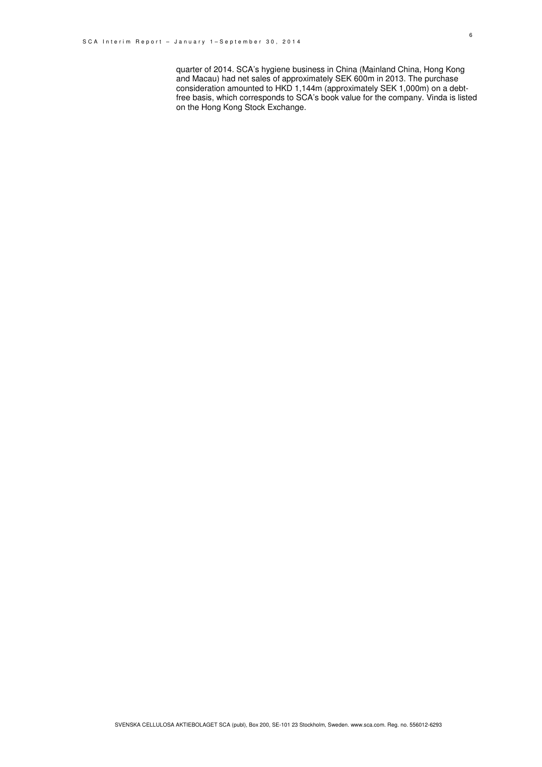quarter of 2014. SCA's hygiene business in China (Mainland China, Hong Kong and Macau) had net sales of approximately SEK 600m in 2013. The purchase consideration amounted to HKD 1,144m (approximately SEK 1,000m) on a debt-free basis, which corresponds to SCA's book value for the company. Vinda is listed on the Hong Kong Stock Exchange.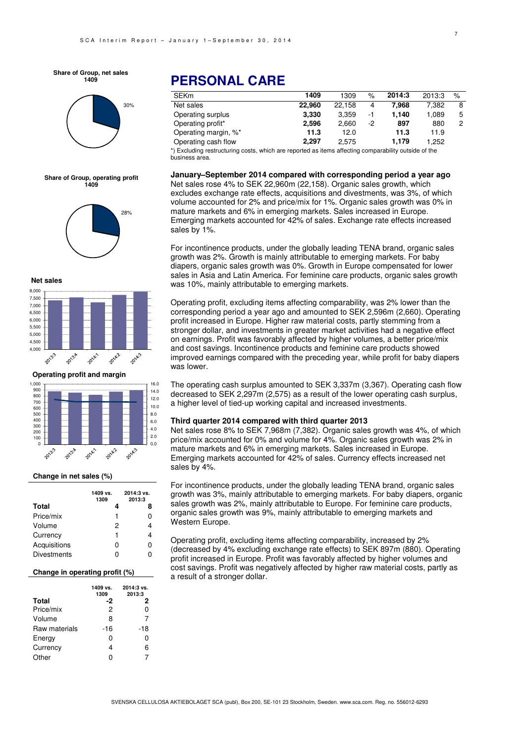# PERSONAL CARE

| SEKm | 1409 | 1309 | % | 2014:3 | 2013:3 | % |
|---|---|---|---|---|---|---|
| Net sales | **22,960** | 22,158 | 4 | **7,968** | 7,382 | 8 |
| Operating surplus | **3,330** | 3,359 | -1 | **1,140** | 1,089 | 5 |
| Operating profit* | **2,596** | 2,660 | -2 | **897** | 880 | 2 |
| Operating margin, %* | **11.3** | 12.0 | | **11.3** | 11.9 | |
| Operating cash flow | **2,297** | 2,575 | | **1,179** | 1,252 | |

*) Excluding restructuring costs, which are reported as items affecting comparability outside of the business area.

**January–September 2014 compared with corresponding period a year ago**

Net sales rose 4% to SEK 22,960m (22,158). Organic sales growth, which excludes exchange rate effects, acquisitions and divestments, was 3%, of which volume accounted for 2% and price/mix for 1%. Organic sales growth was 0% in mature markets and 6% in emerging markets. Sales increased in Europe. Emerging markets accounted for 42% of sales. Exchange rate effects increased sales by 1%.

For incontinence products, under the globally leading TENA brand, organic sales growth was 2%. Growth is mainly attributable to emerging markets. For baby diapers, organic sales growth was 0%. Growth in Europe compensated for lower sales in Asia and Latin America. For feminine care products, organic sales growth was 10%, mainly attributable to emerging markets.

Operating profit, excluding items affecting comparability, was 2% lower than the corresponding period a year ago and amounted to SEK 2,596m (2,660). Operating profit increased in Europe. Higher raw material costs, partly stemming from a stronger dollar, and investments in greater market activities had a negative effect on earnings. Profit was favorably affected by higher volumes, a better price/mix and cost savings. Incontinence products and feminine care products showed improved earnings compared with the preceding year, while profit for baby diapers was lower.

The operating cash surplus amounted to SEK 3,337m (3,367). Operating cash flow decreased to SEK 2,297m (2,575) as a result of the lower operating cash surplus, a higher level of tied-up working capital and increased investments.

**Third quarter 2014 compared with third quarter 2013**

Net sales rose 8% to SEK 7,968m (7,382). Organic sales growth was 4%, of which price/mix accounted for 0% and volume for 4%. Organic sales growth was 2% in mature markets and 6% in emerging markets. Sales increased in Europe. Emerging markets accounted for 42% of sales. Currency effects increased net sales by 4%.

For incontinence products, under the globally leading TENA brand, organic sales growth was 3%, mainly attributable to emerging markets. For baby diapers, organic sales growth was 2%, mainly attributable to Europe. For feminine care products, organic sales growth was 9%, mainly attributable to emerging markets and Western Europe.

Operating profit, excluding items affecting comparability, increased by 2% (decreased by 4% excluding exchange rate effects) to SEK 897m (880). Operating profit increased in Europe. Profit was favorably affected by higher volumes and cost savings. Profit was negatively affected by higher raw material costs, partly as a result of a stronger dollar.

**Share of Group, net sales 1409**

30%

**Share of Group, operating profit 1409**

28%

**Net sales**

**Operating profit and margin**

**Change in net sales (%)**

| | 1409 vs. 1309 | 2014:3 vs. 2013:3 |
|---|---|---|
| **Total** | **4** | **8** |
| Price/mix | 1 | 0 |
| Volume | 2 | 4 |
| Currency | 1 | 4 |
| Acquisitions | 0 | 0 |
| Divestments | 0 | 0 |

**Change in operating profit (%)**

| | 1409 vs. 1309 | 2014:3 vs. 2013:3 |
|---|---|---|
| **Total** | **-2** | **2** |
| Price/mix | 2 | 0 |
| Volume | 8 | 7 |
| Raw materials | -16 | -18 |
| Energy | 0 | 0 |
| Currency | 4 | 6 |
| Other | 0 | 7 |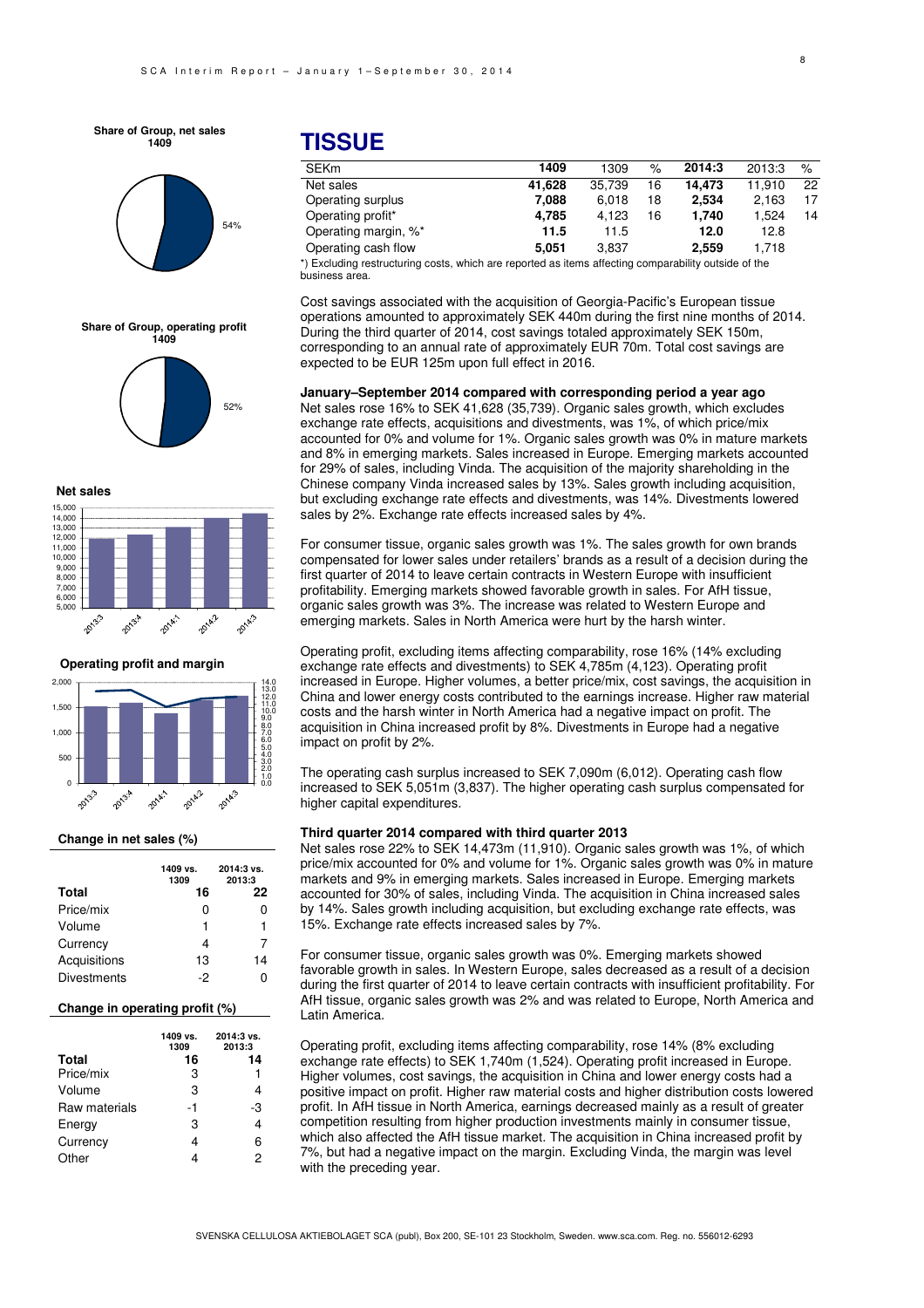## TISSUE

| SEKm | 1409 | 1309 | % | 2014:3 | 2013:3 | % |
|---|---|---|---|---|---|---|
| Net sales | **41,628** | 35,739 | 16 | **14,473** | 11,910 | 22 |
| Operating surplus | **7,088** | 6,018 | 18 | **2,534** | 2,163 | 17 |
| Operating profit* | **4,785** | 4,123 | 16 | **1,740** | 1,524 | 14 |
| Operating margin, %* | **11.5** | 11.5 | | **12.0** | 12.8 | |
| Operating cash flow | **5,051** | 3,837 | | **2,559** | 1,718 | |

*) Excluding restructuring costs, which are reported as items affecting comparability outside of the business area.

Cost savings associated with the acquisition of Georgia-Pacific's European tissue operations amounted to approximately SEK 440m during the first nine months of 2014. During the third quarter of 2014, cost savings totaled approximately SEK 150m, corresponding to an annual rate of approximately EUR 70m. Total cost savings are expected to be EUR 125m upon full effect in 2016.

**January–September 2014 compared with corresponding period a year ago**

Net sales rose 16% to SEK 41,628 (35,739). Organic sales growth, which excludes exchange rate effects, acquisitions and divestments, was 1%, of which price/mix accounted for 0% and volume for 1%. Organic sales growth was 0% in mature markets and 8% in emerging markets. Sales increased in Europe. Emerging markets accounted for 29% of sales, including Vinda. The acquisition of the majority shareholding in the Chinese company Vinda increased sales by 13%. Sales growth including acquisition, but excluding exchange rate effects and divestments, was 14%. Divestments lowered sales by 2%. Exchange rate effects increased sales by 4%.

For consumer tissue, organic sales growth was 1%. The sales growth for own brands compensated for lower sales under retailers' brands as a result of a decision during the first quarter of 2014 to leave certain contracts in Western Europe with insufficient profitability. Emerging markets showed favorable growth in sales. For AfH tissue, organic sales growth was 3%. The increase was related to Western Europe and emerging markets. Sales in North America were hurt by the harsh winter.

Operating profit, excluding items affecting comparability, rose 16% (14% excluding exchange rate effects and divestments) to SEK 4,785m (4,123). Operating profit increased in Europe. Higher volumes, a better price/mix, cost savings, the acquisition in China and lower energy costs contributed to the earnings increase. Higher raw material costs and the harsh winter in North America had a negative impact on profit. The acquisition in China increased profit by 8%. Divestments in Europe had a negative impact on profit by 2%.

The operating cash surplus increased to SEK 7,090m (6,012). Operating cash flow increased to SEK 5,051m (3,837). The higher operating cash surplus compensated for higher capital expenditures.

**Third quarter 2014 compared with third quarter 2013**

Net sales rose 22% to SEK 14,473m (11,910). Organic sales growth was 1%, of which price/mix accounted for 0% and volume for 1%. Organic sales growth was 0% in mature markets and 9% in emerging markets. Sales increased in Europe. Emerging markets accounted for 30% of sales, including Vinda. The acquisition in China increased sales by 14%. Sales growth including acquisition, but excluding exchange rate effects, was 15%. Exchange rate effects increased sales by 7%.

For consumer tissue, organic sales growth was 0%. Emerging markets showed favorable growth in sales. In Western Europe, sales decreased as a result of a decision during the first quarter of 2014 to leave certain contracts with insufficient profitability. For AfH tissue, organic sales growth was 2% and was related to Europe, North America and Latin America.

Operating profit, excluding items affecting comparability, rose 14% (8% excluding exchange rate effects) to SEK 1,740m (1,524). Operating profit increased in Europe. Higher volumes, cost savings, the acquisition in China and lower energy costs had a positive impact on profit. Higher raw material costs and higher distribution costs lowered profit. In AfH tissue in North America, earnings decreased mainly as a result of greater competition resulting from higher production investments mainly in consumer tissue, which also affected the AfH tissue market. The acquisition in China increased profit by 7%, but had a negative impact on the margin. Excluding Vinda, the margin was level with the preceding year.

**Share of Group, net sales 1409**

54%

**Share of Group, operating profit 1409**

52%

**Net sales**

**Operating profit and margin**

**Change in net sales (%)**

| | 1409 vs. 1309 | 2014:3 vs. 2013:3 |
|---|---|---|
| **Total** | **16** | **22** |
| Price/mix | 0 | 0 |
| Volume | 1 | 1 |
| Currency | 4 | 7 |
| Acquisitions | 13 | 14 |
| Divestments | -2 | 0 |

**Change in operating profit (%)**

| | 1409 vs. 1309 | 2014:3 vs. 2013:3 |
|---|---|---|
| **Total** | **16** | **14** |
| Price/mix | 3 | 1 |
| Volume | 3 | 4 |
| Raw materials | -1 | -3 |
| Energy | 3 | 4 |
| Currency | 4 | 6 |
| Other | 4 | 2 |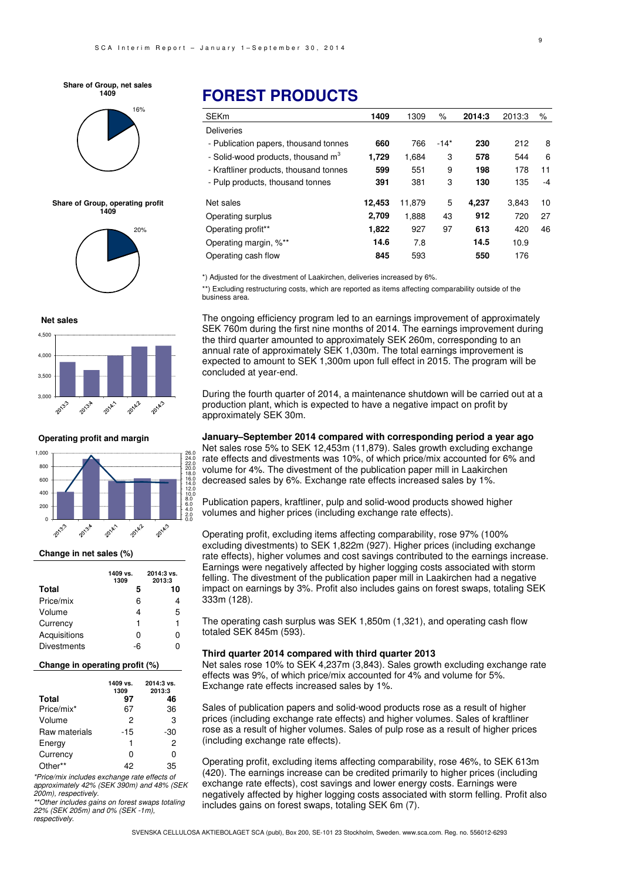# FOREST PRODUCTS

| SEKm | 1409 | 1309 | % | 2014:3 | 2013:3 | % |
|---|---|---|---|---|---|---|
| Deliveries | | | | | | |
| - Publication papers, thousand tonnes | **660** | 766 | -14* | **230** | 212 | 8 |
| - Solid-wood products, thousand m$^3$ | **1,729** | 1,684 | 3 | **578** | 544 | 6 |
| - Kraftliner products, thousand tonnes | **599** | 551 | 9 | **198** | 178 | 11 |
| - Pulp products, thousand tonnes | **391** | 381 | 3 | **130** | 135 | -4 |
| Net sales | **12,453** | 11,879 | 5 | **4,237** | 3,843 | 10 |
| Operating surplus | **2,709** | 1,888 | 43 | **912** | 720 | 27 |
| Operating profit** | **1,822** | 927 | 97 | **613** | 420 | 46 |
| Operating margin, %** | **14.6** | 7.8 | | **14.5** | 10.9 | |
| Operating cash flow | **845** | 593 | | **550** | 176 | |

*) Adjusted for the divestment of Laakirchen, deliveries increased by 6%.

**) Excluding restructuring costs, which are reported as items affecting comparability outside of the business area.

Share of Group, net sales 1409: 16%

Share of Group, operating profit 1409: 20%

**Net sales**

**Operating profit and margin**

**Change in net sales (%)**

| | 1409 vs. 1309 | 2014:3 vs. 2013:3 |
|---|---|---|
| **Total** | **5** | **10** |
| Price/mix | 6 | 4 |
| Volume | 4 | 5 |
| Currency | 1 | 1 |
| Acquisitions | 0 | 0 |
| Divestments | -6 | 0 |

**Change in operating profit (%)**

| | 1409 vs. 1309 | 2014:3 vs. 2013:3 |
|---|---|---|
| **Total** | **97** | **46** |
| Price/mix* | 67 | 36 |
| Volume | 2 | 3 |
| Raw materials | -15 | -30 |
| Energy | 1 | 2 |
| Currency | 0 | 0 |
| Other** | 42 | 35 |

*Price/mix includes exchange rate effects of approximately 42% (SEK 390m) and 48% (SEK 200m), respectively.

**Other includes gains on forest swaps totaling 22% (SEK 205m) and 0% (SEK -1m), respectively.

The ongoing efficiency program led to an earnings improvement of approximately SEK 760m during the first nine months of 2014. The earnings improvement during the third quarter amounted to approximately SEK 260m, corresponding to an annual rate of approximately SEK 1,030m. The total earnings improvement is expected to amount to SEK 1,300m upon full effect in 2015. The program will be concluded at year-end.

During the fourth quarter of 2014, a maintenance shutdown will be carried out at a production plant, which is expected to have a negative impact on profit by approximately SEK 30m.

### January–September 2014 compared with corresponding period a year ago

Net sales rose 5% to SEK 12,453m (11,879). Sales growth excluding exchange rate effects and divestments was 10%, of which price/mix accounted for 6% and volume for 4%. The divestment of the publication paper mill in Laakirchen decreased sales by 6%. Exchange rate effects increased sales by 1%.

Publication papers, kraftliner, pulp and solid-wood products showed higher volumes and higher prices (including exchange rate effects).

Operating profit, excluding items affecting comparability, rose 97% (100% excluding divestments) to SEK 1,822m (927). Higher prices (including exchange rate effects), higher volumes and cost savings contributed to the earnings increase. Earnings were negatively affected by higher logging costs associated with storm felling. The divestment of the publication paper mill in Laakirchen had a negative impact on earnings by 3%. Profit also includes gains on forest swaps, totaling SEK 333m (128).

The operating cash surplus was SEK 1,850m (1,321), and operating cash flow totaled SEK 845m (593).

### Third quarter 2014 compared with third quarter 2013

Net sales rose 10% to SEK 4,237m (3,843). Sales growth excluding exchange rate effects was 9%, of which price/mix accounted for 4% and volume for 5%. Exchange rate effects increased sales by 1%.

Sales of publication papers and solid-wood products rose as a result of higher prices (including exchange rate effects) and higher volumes. Sales of kraftliner rose as a result of higher volumes. Sales of pulp rose as a result of higher prices (including exchange rate effects).

Operating profit, excluding items affecting comparability, rose 46%, to SEK 613m (420). The earnings increase can be credited primarily to higher prices (including exchange rate effects), cost savings and lower energy costs. Earnings were negatively affected by higher logging costs associated with storm felling. Profit also includes gains on forest swaps, totaling SEK 6m (7).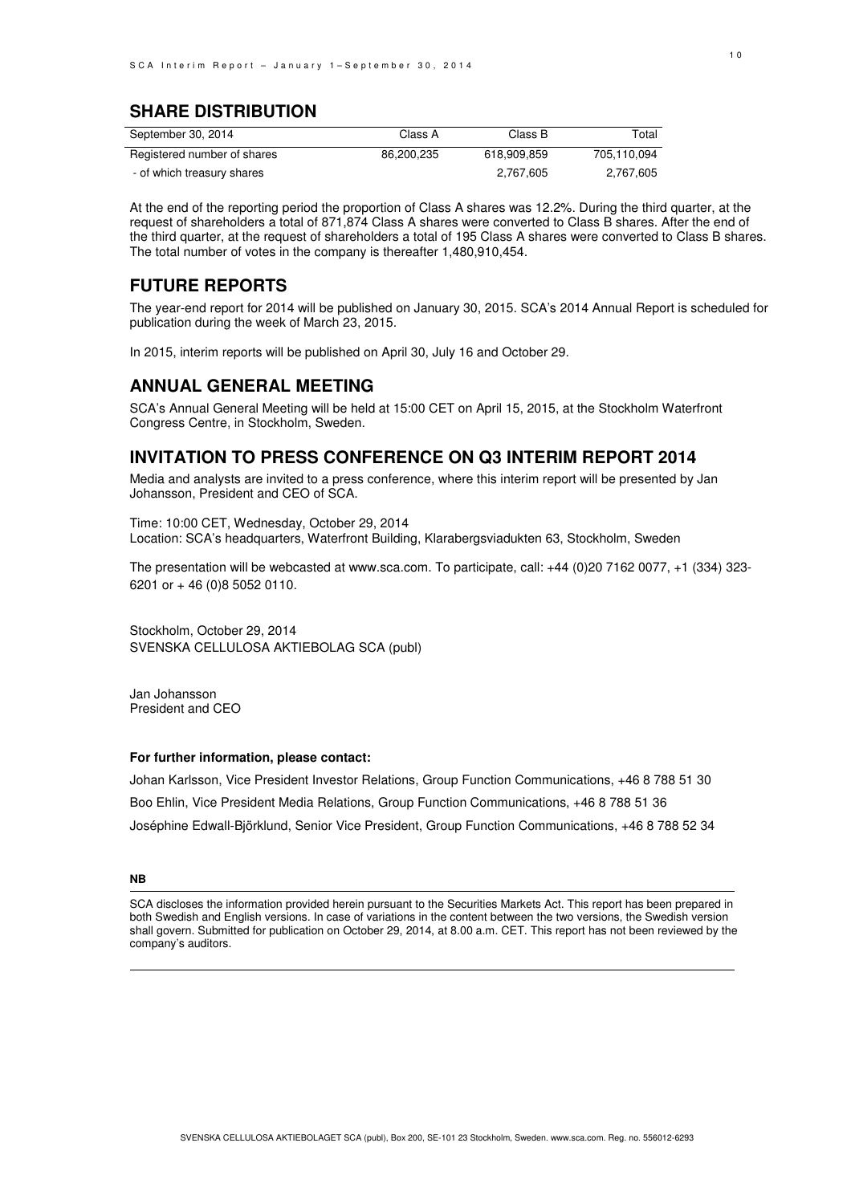## SHARE DISTRIBUTION

| September 30, 2014 | Class A | Class B | Total |
| --- | --- | --- | --- |
| Registered number of shares | 86,200,235 | 618,909,859 | 705,110,094 |
| - of which treasury shares | | 2,767,605 | 2,767,605 |

At the end of the reporting period the proportion of Class A shares was 12.2%. During the third quarter, at the request of shareholders a total of 871,874 Class A shares were converted to Class B shares. After the end of the third quarter, at the request of shareholders a total of 195 Class A shares were converted to Class B shares. The total number of votes in the company is thereafter 1,480,910,454.

## FUTURE REPORTS

The year-end report for 2014 will be published on January 30, 2015. SCA's 2014 Annual Report is scheduled for publication during the week of March 23, 2015.

In 2015, interim reports will be published on April 30, July 16 and October 29.

## ANNUAL GENERAL MEETING

SCA's Annual General Meeting will be held at 15:00 CET on April 15, 2015, at the Stockholm Waterfront Congress Centre, in Stockholm, Sweden.

## INVITATION TO PRESS CONFERENCE ON Q3 INTERIM REPORT 2014

Media and analysts are invited to a press conference, where this interim report will be presented by Jan Johansson, President and CEO of SCA.

Time: 10:00 CET, Wednesday, October 29, 2014
Location: SCA's headquarters, Waterfront Building, Klarabergsviadukten 63, Stockholm, Sweden

The presentation will be webcasted at www.sca.com. To participate, call: +44 (0)20 7162 0077, +1 (334) 323-6201 or + 46 (0)8 5052 0110.

Stockholm, October 29, 2014
SVENSKA CELLULOSA AKTIEBOLAG SCA (publ)

Jan Johansson
President and CEO

**For further information, please contact:**

Johan Karlsson, Vice President Investor Relations, Group Function Communications, +46 8 788 51 30

Boo Ehlin, Vice President Media Relations, Group Function Communications, +46 8 788 51 36

Joséphine Edwall-Björklund, Senior Vice President, Group Function Communications, +46 8 788 52 34

**NB**

SCA discloses the information provided herein pursuant to the Securities Markets Act. This report has been prepared in both Swedish and English versions. In case of variations in the content between the two versions, the Swedish version shall govern. Submitted for publication on October 29, 2014, at 8.00 a.m. CET. This report has not been reviewed by the company's auditors.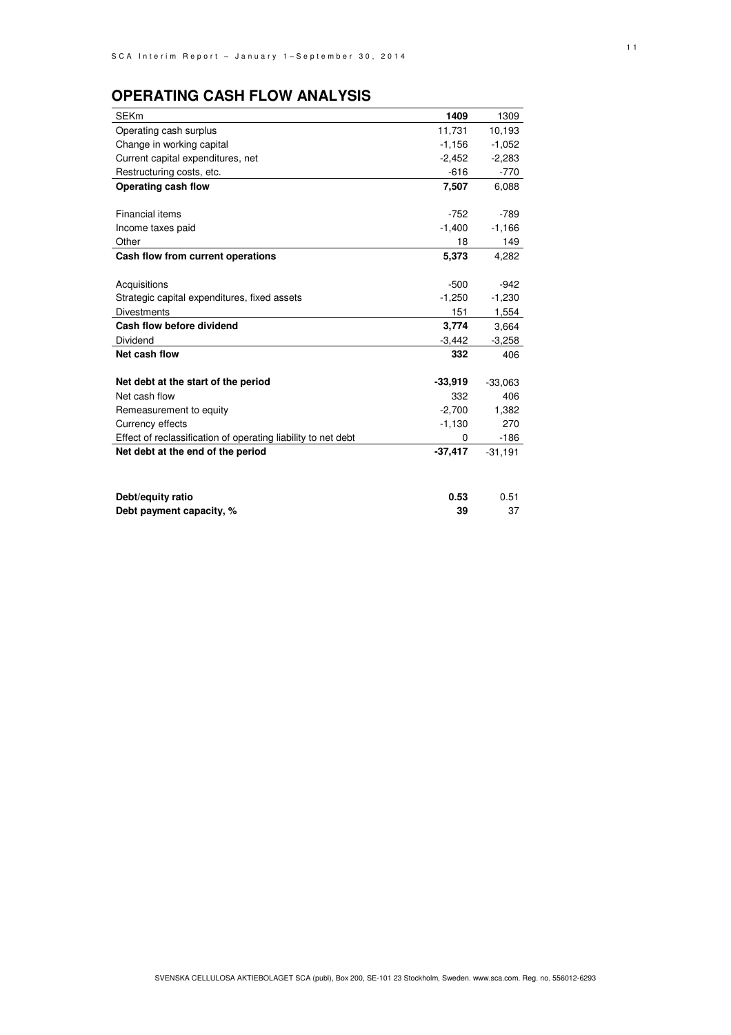## OPERATING CASH FLOW ANALYSIS

| SEKm | **1409** | 1309 |
|---|---|---|
| Operating cash surplus | 11,731 | 10,193 |
| Change in working capital | -1,156 | -1,052 |
| Current capital expenditures, net | -2,452 | -2,283 |
| Restructuring costs, etc. | -616 | -770 |
| **Operating cash flow** | **7,507** | 6,088 |
| | | |
| Financial items | -752 | -789 |
| Income taxes paid | -1,400 | -1,166 |
| Other | 18 | 149 |
| **Cash flow from current operations** | **5,373** | 4,282 |
| | | |
| Acquisitions | -500 | -942 |
| Strategic capital expenditures, fixed assets | -1,250 | -1,230 |
| Divestments | 151 | 1,554 |
| **Cash flow before dividend** | **3,774** | 3,664 |
| Dividend | -3,442 | -3,258 |
| **Net cash flow** | **332** | 406 |
| | | |
| **Net debt at the start of the period** | **-33,919** | -33,063 |
| Net cash flow | 332 | 406 |
| Remeasurement to equity | -2,700 | 1,382 |
| Currency effects | -1,130 | 270 |
| Effect of reclassification of operating liability to net debt | 0 | -186 |
| **Net debt at the end of the period** | **-37,417** | -31,191 |
| | | |
| **Debt/equity ratio** | **0.53** | 0.51 |
| **Debt payment capacity, %** | **39** | 37 |

SVENSKA CELLULOSA AKTIEBOLAGET SCA (publ), Box 200, SE-101 23 Stockholm, Sweden. www.sca.com. Reg. no. 556012-6293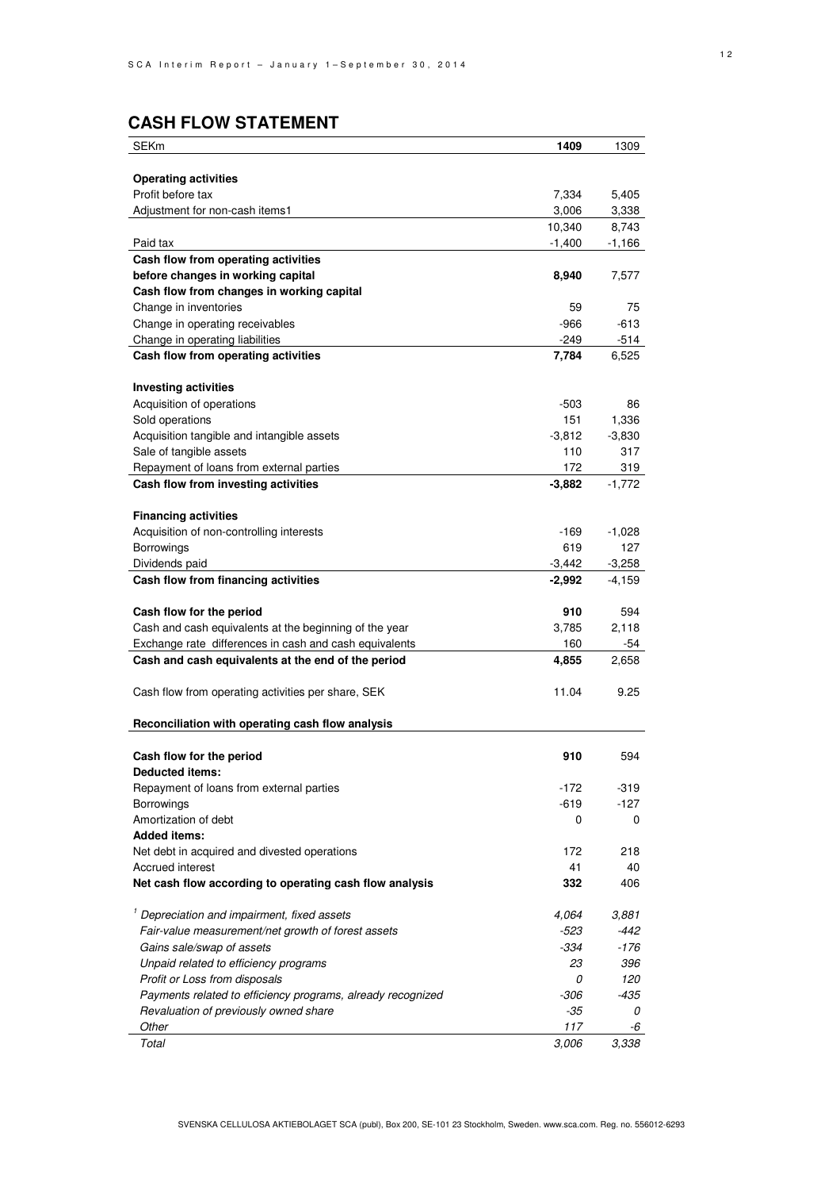## CASH FLOW STATEMENT

| SEKm | **1409** | 1309 |
|---|---|---|
| **Operating activities** | | |
| Profit before tax | 7,334 | 5,405 |
| Adjustment for non-cash items1 | 3,006 | 3,338 |
| | 10,340 | 8,743 |
| Paid tax | -1,400 | -1,166 |
| **Cash flow from operating activities before changes in working capital** | **8,940** | 7,577 |
| **Cash flow from changes in working capital** | | |
| Change in inventories | 59 | 75 |
| Change in operating receivables | -966 | -613 |
| Change in operating liabilities | -249 | -514 |
| **Cash flow from operating activities** | **7,784** | 6,525 |
| **Investing activities** | | |
| Acquisition of operations | -503 | 86 |
| Sold operations | 151 | 1,336 |
| Acquisition tangible and intangible assets | -3,812 | -3,830 |
| Sale of tangible assets | 110 | 317 |
| Repayment of loans from external parties | 172 | 319 |
| **Cash flow from investing activities** | **-3,882** | -1,772 |
| **Financing activities** | | |
| Acquisition of non-controlling interests | -169 | -1,028 |
| Borrowings | 619 | 127 |
| Dividends paid | -3,442 | -3,258 |
| **Cash flow from financing activities** | **-2,992** | -4,159 |
| **Cash flow for the period** | **910** | 594 |
| Cash and cash equivalents at the beginning of the year | 3,785 | 2,118 |
| Exchange rate differences in cash and cash equivalents | 160 | -54 |
| **Cash and cash equivalents at the end of the period** | **4,855** | 2,658 |
| Cash flow from operating activities per share, SEK | 11.04 | 9.25 |

**Reconciliation with operating cash flow analysis**

| | | |
|---|---|---|
| **Cash flow for the period** | **910** | 594 |
| **Deducted items:** | | |
| Repayment of loans from external parties | -172 | -319 |
| Borrowings | -619 | -127 |
| Amortization of debt | 0 | 0 |
| **Added items:** | | |
| Net debt in acquired and divested operations | 172 | 218 |
| Accrued interest | 41 | 40 |
| **Net cash flow according to operating cash flow analysis** | **332** | 406 |

| | | |
|---|---|---|
| *[1] Depreciation and impairment, fixed assets* | *4,064* | *3,881* |
| *Fair-value measurement/net growth of forest assets* | *-523* | *-442* |
| *Gains sale/swap of assets* | *-334* | *-176* |
| *Unpaid related to efficiency programs* | *23* | *396* |
| *Profit or Loss from disposals* | *0* | *120* |
| *Payments related to efficiency programs, already recognized* | *-306* | *-435* |
| *Revaluation of previously owned share* | *-35* | *0* |
| *Other* | *117* | *-6* |
| *Total* | *3,006* | *3,338* |

SVENSKA CELLULOSA AKTIEBOLAGET SCA (publ), Box 200, SE-101 23 Stockholm, Sweden. www.sca.com. Reg. no. 556012-6293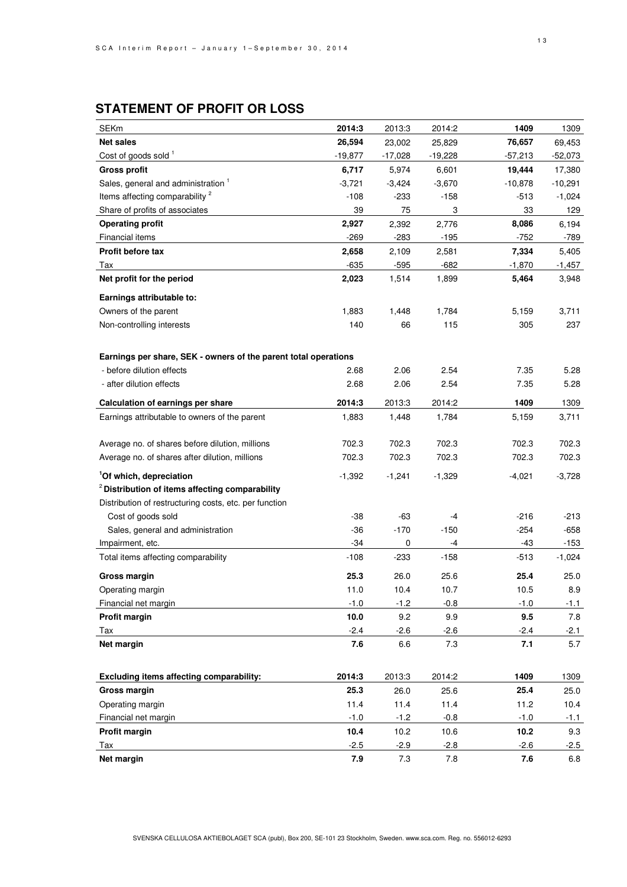## STATEMENT OF PROFIT OR LOSS

| SEKm | **2014:3** | 2013:3 | 2014:2 | **1409** | 1309 |
|---|---|---|---|---|---|
| **Net sales** | **26,594** | 23,002 | 25,829 | **76,657** | 69,453 |
| Cost of goods sold [1] | -19,877 | -17,028 | -19,228 | -57,213 | -52,073 |
| **Gross profit** | **6,717** | 5,974 | 6,601 | **19,444** | 17,380 |
| Sales, general and administration [1] | -3,721 | -3,424 | -3,670 | -10,878 | -10,291 |
| Items affecting comparability [2] | -108 | -233 | -158 | -513 | -1,024 |
| Share of profits of associates | 39 | 75 | 3 | 33 | 129 |
| **Operating profit** | **2,927** | 2,392 | 2,776 | **8,086** | 6,194 |
| Financial items | -269 | -283 | -195 | -752 | -789 |
| **Profit before tax** | **2,658** | 2,109 | 2,581 | **7,334** | 5,405 |
| Tax | -635 | -595 | -682 | -1,870 | -1,457 |
| **Net profit for the period** | **2,023** | 1,514 | 1,899 | **5,464** | 3,948 |
| **Earnings attributable to:** | | | | | |
| Owners of the parent | 1,883 | 1,448 | 1,784 | 5,159 | 3,711 |
| Non-controlling interests | 140 | 66 | 115 | 305 | 237 |
| | | | | | |
| **Earnings per share, SEK - owners of the parent total operations** | | | | | |
| - before dilution effects | 2.68 | 2.06 | 2.54 | 7.35 | 5.28 |
| - after dilution effects | 2.68 | 2.06 | 2.54 | 7.35 | 5.28 |
| **Calculation of earnings per share** | **2014:3** | 2013:3 | 2014:2 | **1409** | 1309 |
| Earnings attributable to owners of the parent | 1,883 | 1,448 | 1,784 | 5,159 | 3,711 |
| | | | | | |
| Average no. of shares before dilution, millions | 702.3 | 702.3 | 702.3 | 702.3 | 702.3 |
| Average no. of shares after dilution, millions | 702.3 | 702.3 | 702.3 | 702.3 | 702.3 |
| **[1]Of which, depreciation** | -1,392 | -1,241 | -1,329 | -4,021 | -3,728 |
| **[2]Distribution of items affecting comparability** | | | | | |
| Distribution of restructuring costs, etc. per function | | | | | |
| Cost of goods sold | -38 | -63 | -4 | -216 | -213 |
| Sales, general and administration | -36 | -170 | -150 | -254 | -658 |
| Impairment, etc. | -34 | 0 | -4 | -43 | -153 |
| Total items affecting comparability | -108 | -233 | -158 | -513 | -1,024 |
| **Gross margin** | **25.3** | 26.0 | 25.6 | **25.4** | 25.0 |
| Operating margin | 11.0 | 10.4 | 10.7 | 10.5 | 8.9 |
| Financial net margin | -1.0 | -1.2 | -0.8 | -1.0 | -1.1 |
| **Profit margin** | **10.0** | 9.2 | 9.9 | **9.5** | 7.8 |
| Tax | -2.4 | -2.6 | -2.6 | -2.4 | -2.1 |
| **Net margin** | **7.6** | 6.6 | 7.3 | **7.1** | 5.7 |

| **Excluding items affecting comparability:** | **2014:3** | 2013:3 | 2014:2 | **1409** | 1309 |
|---|---|---|---|---|---|
| **Gross margin** | **25.3** | 26.0 | 25.6 | **25.4** | 25.0 |
| Operating margin | 11.4 | 11.4 | 11.4 | 11.2 | 10.4 |
| Financial net margin | -1.0 | -1.2 | -0.8 | -1.0 | -1.1 |
| **Profit margin** | **10.4** | 10.2 | 10.6 | **10.2** | 9.3 |
| Tax | -2.5 | -2.9 | -2.8 | -2.6 | -2.5 |
| **Net margin** | **7.9** | 7.3 | 7.8 | **7.6** | 6.8 |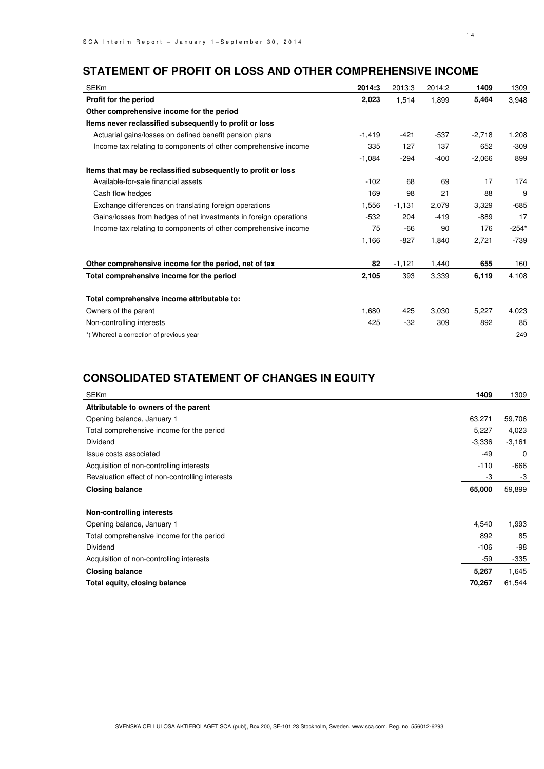## STATEMENT OF PROFIT OR LOSS AND OTHER COMPREHENSIVE INCOME

| SEKm | **2014:3** | 2013:3 | 2014:2 | **1409** | 1309 |
|---|---|---|---|---|---|
| **Profit for the period** | **2,023** | 1,514 | 1,899 | **5,464** | 3,948 |
| **Other comprehensive income for the period** | | | | | |
| **Items never reclassified subsequently to profit or loss** | | | | | |
| Actuarial gains/losses on defined benefit pension plans | -1,419 | -421 | -537 | -2,718 | 1,208 |
| Income tax relating to components of other comprehensive income | 335 | 127 | 137 | 652 | -309 |
| | -1,084 | -294 | -400 | -2,066 | 899 |
| **Items that may be reclassified subsequently to profit or loss** | | | | | |
| Available-for-sale financial assets | -102 | 68 | 69 | 17 | 174 |
| Cash flow hedges | 169 | 98 | 21 | 88 | 9 |
| Exchange differences on translating foreign operations | 1,556 | -1,131 | 2,079 | 3,329 | -685 |
| Gains/losses from hedges of net investments in foreign operations | -532 | 204 | -419 | -889 | 17 |
| Income tax relating to components of other comprehensive income | 75 | -66 | 90 | 176 | -254* |
| | 1,166 | -827 | 1,840 | 2,721 | -739 |
| **Other comprehensive income for the period, net of tax** | **82** | -1,121 | 1,440 | **655** | 160 |
| **Total comprehensive income for the period** | **2,105** | 393 | 3,339 | **6,119** | 4,108 |
| **Total comprehensive income attributable to:** | | | | | |
| Owners of the parent | 1,680 | 425 | 3,030 | 5,227 | 4,023 |
| Non-controlling interests | 425 | -32 | 309 | 892 | 85 |
| *) Whereof a correction of previous year | | | | | -249 |

## CONSOLIDATED STATEMENT OF CHANGES IN EQUITY

| SEKm | **1409** | 1309 |
|---|---|---|
| **Attributable to owners of the parent** | | |
| Opening balance, January 1 | 63,271 | 59,706 |
| Total comprehensive income for the period | 5,227 | 4,023 |
| Dividend | -3,336 | -3,161 |
| Issue costs associated | -49 | 0 |
| Acquisition of non-controlling interests | -110 | -666 |
| Revaluation effect of non-controlling interests | -3 | -3 |
| **Closing balance** | **65,000** | 59,899 |
| **Non-controlling interests** | | |
| Opening balance, January 1 | 4,540 | 1,993 |
| Total comprehensive income for the period | 892 | 85 |
| Dividend | -106 | -98 |
| Acquisition of non-controlling interests | -59 | -335 |
| **Closing balance** | **5,267** | 1,645 |
| **Total equity, closing balance** | **70,267** | 61,544 |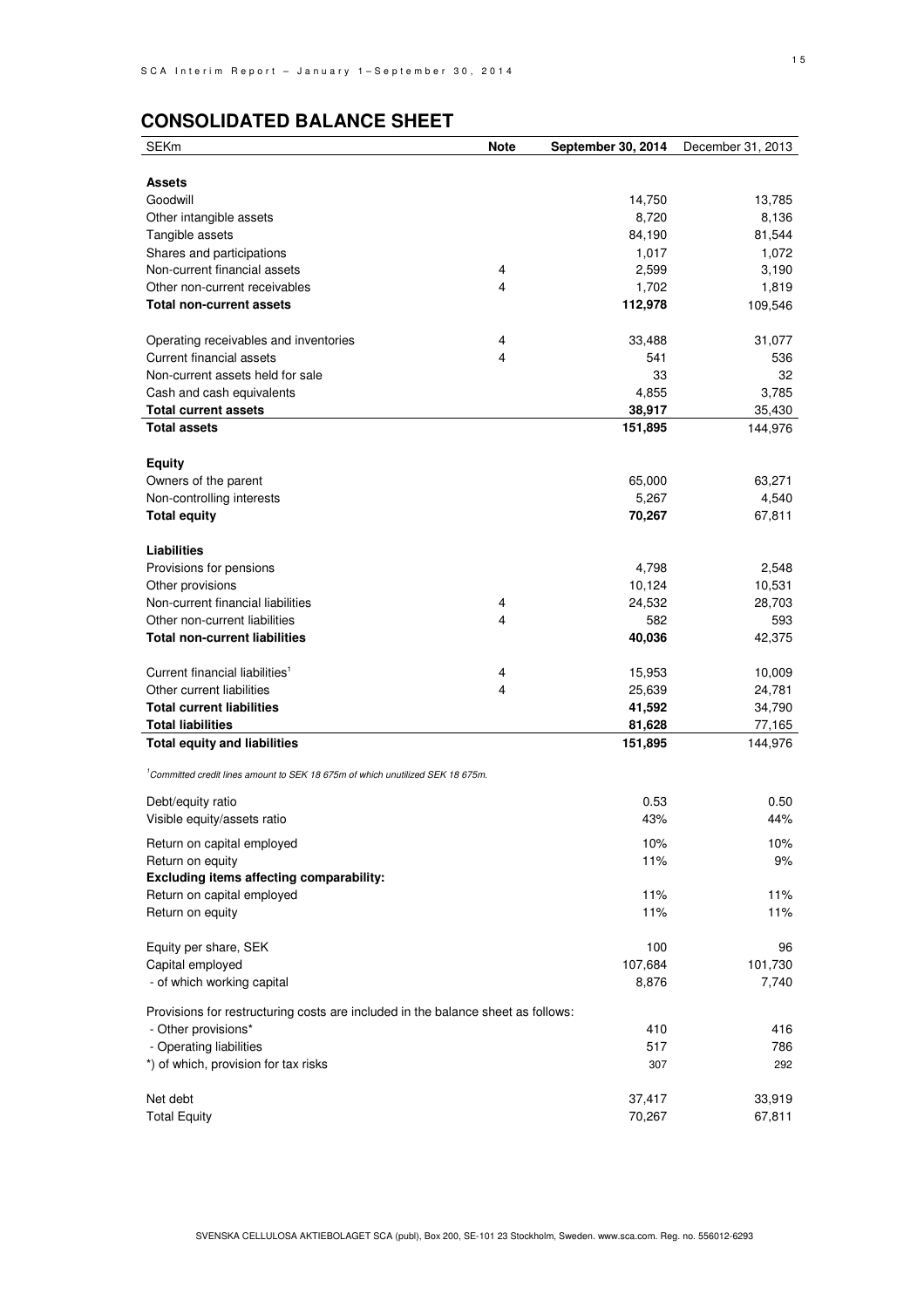## CONSOLIDATED BALANCE SHEET

| SEKm | Note | September 30, 2014 | December 31, 2013 |
|---|---|---|---|
| **Assets** | | | |
| Goodwill | | 14,750 | 13,785 |
| Other intangible assets | | 8,720 | 8,136 |
| Tangible assets | | 84,190 | 81,544 |
| Shares and participations | | 1,017 | 1,072 |
| Non-current financial assets | 4 | 2,599 | 3,190 |
| Other non-current receivables | 4 | 1,702 | 1,819 |
| **Total non-current assets** | | **112,978** | 109,546 |
| | | | |
| Operating receivables and inventories | 4 | 33,488 | 31,077 |
| Current financial assets | 4 | 541 | 536 |
| Non-current assets held for sale | | 33 | 32 |
| Cash and cash equivalents | | 4,855 | 3,785 |
| **Total current assets** | | **38,917** | 35,430 |
| **Total assets** | | **151,895** | 144,976 |
| | | | |
| **Equity** | | | |
| Owners of the parent | | 65,000 | 63,271 |
| Non-controlling interests | | 5,267 | 4,540 |
| **Total equity** | | **70,267** | 67,811 |
| | | | |
| **Liabilities** | | | |
| Provisions for pensions | | 4,798 | 2,548 |
| Other provisions | | 10,124 | 10,531 |
| Non-current financial liabilities | 4 | 24,532 | 28,703 |
| Other non-current liabilities | 4 | 582 | 593 |
| **Total non-current liabilities** | | **40,036** | 42,375 |
| | | | |
| Current financial liabilities[1] | 4 | 15,953 | 10,009 |
| Other current liabilities | 4 | 25,639 | 24,781 |
| **Total current liabilities** | | **41,592** | 34,790 |
| **Total liabilities** | | **81,628** | 77,165 |
| **Total equity and liabilities** | | **151,895** | 144,976 |

*[1]Committed credit lines amount to SEK 18 675m of which unutilized SEK 18 675m.*

| | | September 30, 2014 | December 31, 2013 |
|---|---|---|---|
| Debt/equity ratio | | 0.53 | 0.50 |
| Visible equity/assets ratio | | 43% | 44% |
| Return on capital employed | | 10% | 10% |
| Return on equity | | 11% | 9% |
| **Excluding items affecting comparability:** | | | |
| Return on capital employed | | 11% | 11% |
| Return on equity | | 11% | 11% |
| | | | |
| Equity per share, SEK | | 100 | 96 |
| Capital employed | | 107,684 | 101,730 |
| - of which working capital | | 8,876 | 7,740 |
| | | | |
| Provisions for restructuring costs are included in the balance sheet as follows: | | | |
| - Other provisions* | | 410 | 416 |
| - Operating liabilities | | 517 | 786 |
| *) of which, provision for tax risks | | 307 | 292 |
| | | | |
| Net debt | | 37,417 | 33,919 |
| Total Equity | | 70,267 | 67,811 |

SVENSKA CELLULOSA AKTIEBOLAGET SCA (publ), Box 200, SE-101 23 Stockholm, Sweden. www.sca.com. Reg. no. 556012-6293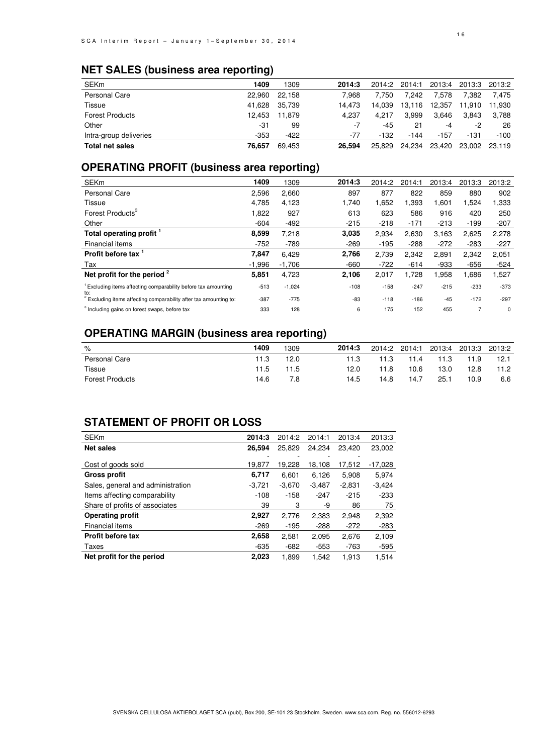## NET SALES (business area reporting)

| SEKm | 1409 | 1309 | 2014:3 | 2014:2 | 2014:1 | 2013:4 | 2013:3 | 2013:2 |
|---|---|---|---|---|---|---|---|---|
| Personal Care | 22,960 | 22,158 | 7,968 | 7,750 | 7,242 | 7,578 | 7,382 | 7,475 |
| Tissue | 41,628 | 35,739 | 14,473 | 14,039 | 13,116 | 12,357 | 11,910 | 11,930 |
| Forest Products | 12,453 | 11,879 | 4,237 | 4,217 | 3,999 | 3,646 | 3,843 | 3,788 |
| Other | -31 | 99 | -7 | -45 | 21 | -4 | -2 | 26 |
| Intra-group deliveries | -353 | -422 | -77 | -132 | -144 | -157 | -131 | -100 |
| **Total net sales** | **76,657** | **69,453** | **26,594** | **25,829** | **24,234** | **23,420** | **23,002** | **23,119** |

## OPERATING PROFIT (business area reporting)

| SEKm | 1409 | 1309 | 2014:3 | 2014:2 | 2014:1 | 2013:4 | 2013:3 | 2013:2 |
|---|---|---|---|---|---|---|---|---|
| Personal Care | 2,596 | 2,660 | 897 | 877 | 822 | 859 | 880 | 902 |
| Tissue | 4,785 | 4,123 | 1,740 | 1,652 | 1,393 | 1,601 | 1,524 | 1,333 |
| Forest Products[3] | 1,822 | 927 | 613 | 623 | 586 | 916 | 420 | 250 |
| Other | -604 | -492 | -215 | -218 | -171 | -213 | -199 | -207 |
| **Total operating profit [1]** | **8,599** | 7,218 | **3,035** | 2,934 | 2,630 | 3,163 | 2,625 | 2,278 |
| Financial items | -752 | -789 | -269 | -195 | -288 | -272 | -283 | -227 |
| **Profit before tax [1]** | **7,847** | 6,429 | **2,766** | 2,739 | 2,342 | 2,891 | 2,342 | 2,051 |
| Tax | -1,996 | -1,706 | -660 | -722 | -614 | -933 | -656 | -524 |
| **Net profit for the period [2]** | **5,851** | 4,723 | **2,106** | 2,017 | 1,728 | 1,958 | 1,686 | 1,527 |
| [1] Excluding items affecting comparability before tax amounting to: | -513 | -1,024 | -108 | -158 | -247 | -215 | -233 | -373 |
| [2] Excluding items affecting comparability after tax amounting to: | -387 | -775 | -83 | -118 | -186 | -45 | -172 | -297 |
| [3] Including gains on forest swaps, before tax | 333 | 128 | 6 | 175 | 152 | 455 | 7 | 0 |

## OPERATING MARGIN (business area reporting)

| % | 1409 | 1309 | 2014:3 | 2014:2 | 2014:1 | 2013:4 | 2013:3 | 2013:2 |
|---|---|---|---|---|---|---|---|---|
| Personal Care | 11.3 | 12.0 | 11.3 | 11.3 | 11.4 | 11.3 | 11.9 | 12.1 |
| Tissue | 11.5 | 11.5 | 12.0 | 11.8 | 10.6 | 13.0 | 12.8 | 11.2 |
| Forest Products | 14.6 | 7.8 | 14.5 | 14.8 | 14.7 | 25.1 | 10.9 | 6.6 |

## STATEMENT OF PROFIT OR LOSS

| SEKm | 2014:3 | 2014:2 | 2014:1 | 2013:4 | 2013:3 |
|---|---|---|---|---|---|
| **Net sales** | **26,594** | 25,829 | 24,234 | 23,420 | 23,002 |
| Cost of goods sold | -19,877 | -19,228 | -18,108 | -17,512 | -17,028 |
| **Gross profit** | **6,717** | 6,601 | 6,126 | 5,908 | 5,974 |
| Sales, general and administration | -3,721 | -3,670 | -3,487 | -2,831 | -3,424 |
| Items affecting comparability | -108 | -158 | -247 | -215 | -233 |
| Share of profits of associates | 39 | 3 | -9 | 86 | 75 |
| **Operating profit** | **2,927** | 2,776 | 2,383 | 2,948 | 2,392 |
| Financial items | -269 | -195 | -288 | -272 | -283 |
| **Profit before tax** | **2,658** | 2,581 | 2,095 | 2,676 | 2,109 |
| Taxes | -635 | -682 | -553 | -763 | -595 |
| **Net profit for the period** | **2,023** | 1,899 | 1,542 | 1,913 | 1,514 |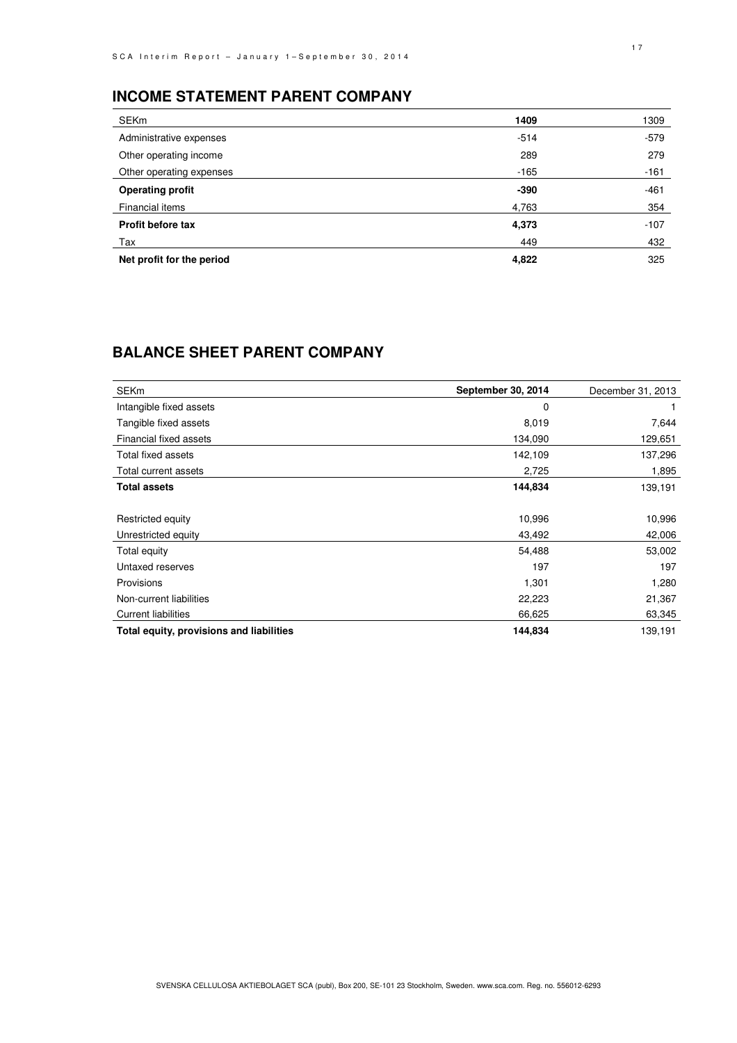## INCOME STATEMENT PARENT COMPANY

| SEKm | 1409 | 1309 |
|---|---|---|
| Administrative expenses | -514 | -579 |
| Other operating income | 289 | 279 |
| Other operating expenses | -165 | -161 |
| **Operating profit** | **-390** | -461 |
| Financial items | 4,763 | 354 |
| **Profit before tax** | **4,373** | -107 |
| Tax | 449 | 432 |
| **Net profit for the period** | **4,822** | 325 |

## BALANCE SHEET PARENT COMPANY

| SEKm | September 30, 2014 | December 31, 2013 |
|---|---|---|
| Intangible fixed assets | 0 | 1 |
| Tangible fixed assets | 8,019 | 7,644 |
| Financial fixed assets | 134,090 | 129,651 |
| Total fixed assets | 142,109 | 137,296 |
| Total current assets | 2,725 | 1,895 |
| **Total assets** | **144,834** | 139,191 |
| | | |
| Restricted equity | 10,996 | 10,996 |
| Unrestricted equity | 43,492 | 42,006 |
| Total equity | 54,488 | 53,002 |
| Untaxed reserves | 197 | 197 |
| Provisions | 1,301 | 1,280 |
| Non-current liabilities | 22,223 | 21,367 |
| Current liabilities | 66,625 | 63,345 |
| **Total equity, provisions and liabilities** | **144,834** | 139,191 |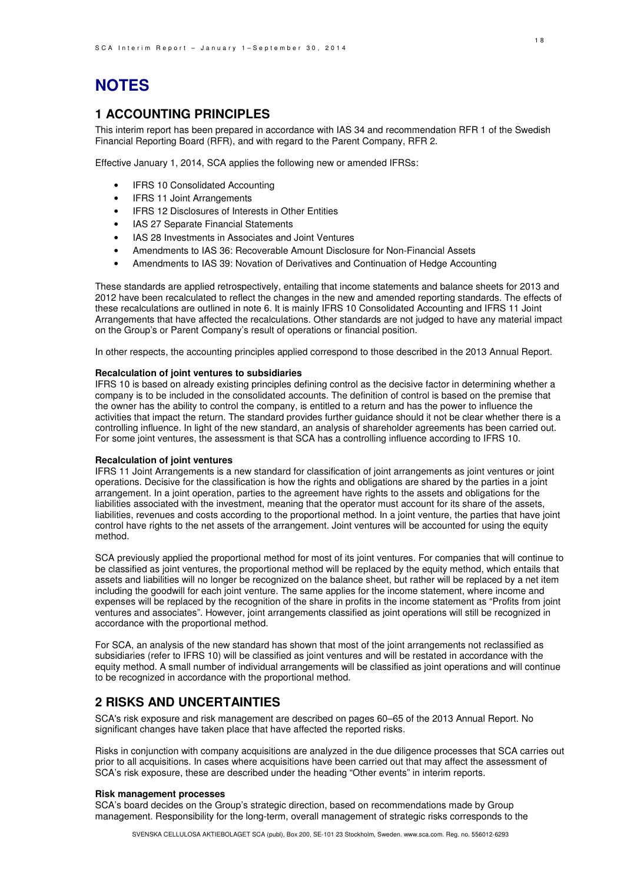# NOTES

## 1 ACCOUNTING PRINCIPLES

This interim report has been prepared in accordance with IAS 34 and recommendation RFR 1 of the Swedish Financial Reporting Board (RFR), and with regard to the Parent Company, RFR 2.

Effective January 1, 2014, SCA applies the following new or amended IFRSs:

- IFRS 10 Consolidated Accounting
- IFRS 11 Joint Arrangements
- IFRS 12 Disclosures of Interests in Other Entities
- IAS 27 Separate Financial Statements
- IAS 28 Investments in Associates and Joint Ventures
- Amendments to IAS 36: Recoverable Amount Disclosure for Non-Financial Assets
- Amendments to IAS 39: Novation of Derivatives and Continuation of Hedge Accounting

These standards are applied retrospectively, entailing that income statements and balance sheets for 2013 and 2012 have been recalculated to reflect the changes in the new and amended reporting standards. The effects of these recalculations are outlined in note 6. It is mainly IFRS 10 Consolidated Accounting and IFRS 11 Joint Arrangements that have affected the recalculations. Other standards are not judged to have any material impact on the Group's or Parent Company's result of operations or financial position.

In other respects, the accounting principles applied correspond to those described in the 2013 Annual Report.

**Recalculation of joint ventures to subsidiaries**

IFRS 10 is based on already existing principles defining control as the decisive factor in determining whether a company is to be included in the consolidated accounts. The definition of control is based on the premise that the owner has the ability to control the company, is entitled to a return and has the power to influence the activities that impact the return. The standard provides further guidance should it not be clear whether there is a controlling influence. In light of the new standard, an analysis of shareholder agreements has been carried out. For some joint ventures, the assessment is that SCA has a controlling influence according to IFRS 10.

**Recalculation of joint ventures**

IFRS 11 Joint Arrangements is a new standard for classification of joint arrangements as joint ventures or joint operations. Decisive for the classification is how the rights and obligations are shared by the parties in a joint arrangement. In a joint operation, parties to the agreement have rights to the assets and obligations for the liabilities associated with the investment, meaning that the operator must account for its share of the assets, liabilities, revenues and costs according to the proportional method. In a joint venture, the parties that have joint control have rights to the net assets of the arrangement. Joint ventures will be accounted for using the equity method.

SCA previously applied the proportional method for most of its joint ventures. For companies that will continue to be classified as joint ventures, the proportional method will be replaced by the equity method, which entails that assets and liabilities will no longer be recognized on the balance sheet, but rather will be replaced by a net item including the goodwill for each joint venture. The same applies for the income statement, where income and expenses will be replaced by the recognition of the share in profits in the income statement as "Profits from joint ventures and associates". However, joint arrangements classified as joint operations will still be recognized in accordance with the proportional method.

For SCA, an analysis of the new standard has shown that most of the joint arrangements not reclassified as subsidiaries (refer to IFRS 10) will be classified as joint ventures and will be restated in accordance with the equity method. A small number of individual arrangements will be classified as joint operations and will continue to be recognized in accordance with the proportional method.

## 2 RISKS AND UNCERTAINTIES

SCA's risk exposure and risk management are described on pages 60–65 of the 2013 Annual Report. No significant changes have taken place that have affected the reported risks.

Risks in conjunction with company acquisitions are analyzed in the due diligence processes that SCA carries out prior to all acquisitions. In cases where acquisitions have been carried out that may affect the assessment of SCA's risk exposure, these are described under the heading "Other events" in interim reports.

**Risk management processes**

SCA's board decides on the Group's strategic direction, based on recommendations made by Group management. Responsibility for the long-term, overall management of strategic risks corresponds to the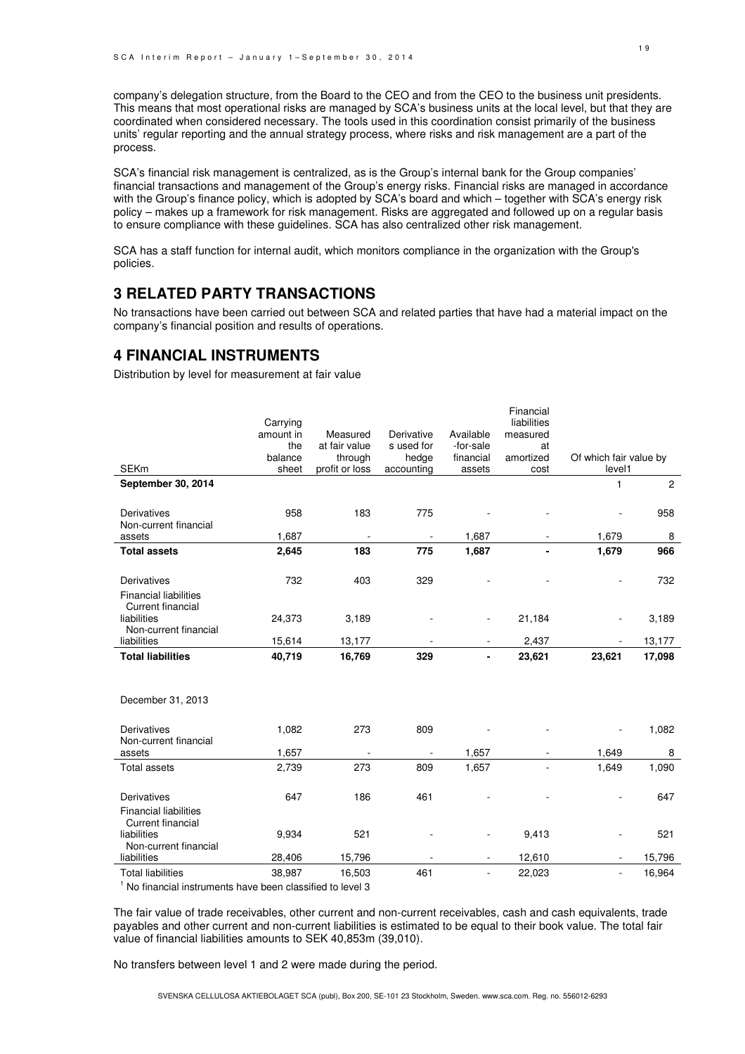company's delegation structure, from the Board to the CEO and from the CEO to the business unit presidents. This means that most operational risks are managed by SCA's business units at the local level, but that they are coordinated when considered necessary. The tools used in this coordination consist primarily of the business units' regular reporting and the annual strategy process, where risks and risk management are a part of the process.

SCA's financial risk management is centralized, as is the Group's internal bank for the Group companies' financial transactions and management of the Group's energy risks. Financial risks are managed in accordance with the Group's finance policy, which is adopted by SCA's board and which – together with SCA's energy risk policy – makes up a framework for risk management. Risks are aggregated and followed up on a regular basis to ensure compliance with these guidelines. SCA has also centralized other risk management.

SCA has a staff function for internal audit, which monitors compliance in the organization with the Group's policies.

## 3 RELATED PARTY TRANSACTIONS

No transactions have been carried out between SCA and related parties that have had a material impact on the company's financial position and results of operations.

## 4 FINANCIAL INSTRUMENTS

Distribution by level for measurement at fair value

| SEKm | Carrying amount in the balance sheet | Measured at fair value through profit or loss | Derivatives used for hedge accounting | Available-for-sale financial assets | Financial liabilities measured at amortized cost | Of which fair value by level[1] | |
|---|---|---|---|---|---|---|---|
| **September 30, 2014** | | | | | | 1 | 2 |
| Derivatives | 958 | 183 | 775 | - | - | - | 958 |
| Non-current financial assets | 1,687 | - | - | 1,687 | - | 1,679 | 8 |
| **Total assets** | **2,645** | **183** | **775** | **1,687** | **-** | **1,679** | **966** |
| Derivatives | 732 | 403 | 329 | - | - | - | 732 |
| Financial liabilities | | | | | | | |
| Current financial liabilities | 24,373 | 3,189 | - | - | 21,184 | - | 3,189 |
| Non-current financial liabilities | 15,614 | 13,177 | - | - | 2,437 | - | 13,177 |
| **Total liabilities** | **40,719** | **16,769** | **329** | **-** | **23,621** | **23,621** | **17,098** |
| December 31, 2013 | | | | | | | |
| Derivatives | 1,082 | 273 | 809 | - | - | - | 1,082 |
| Non-current financial assets | 1,657 | - | - | 1,657 | - | 1,649 | 8 |
| Total assets | 2,739 | 273 | 809 | 1,657 | - | 1,649 | 1,090 |
| Derivatives | 647 | 186 | 461 | - | - | - | 647 |
| Financial liabilities | | | | | | | |
| Current financial liabilities | 9,934 | 521 | - | - | 9,413 | - | 521 |
| Non-current financial liabilities | 28,406 | 15,796 | - | - | 12,610 | - | 15,796 |
| Total liabilities | 38,987 | 16,503 | 461 | - | 22,023 | - | 16,964 |

[1] No financial instruments have been classified to level 3

The fair value of trade receivables, other current and non-current receivables, cash and cash equivalents, trade payables and other current and non-current liabilities is estimated to be equal to their book value. The total fair value of financial liabilities amounts to SEK 40,853m (39,010).

No transfers between level 1 and 2 were made during the period.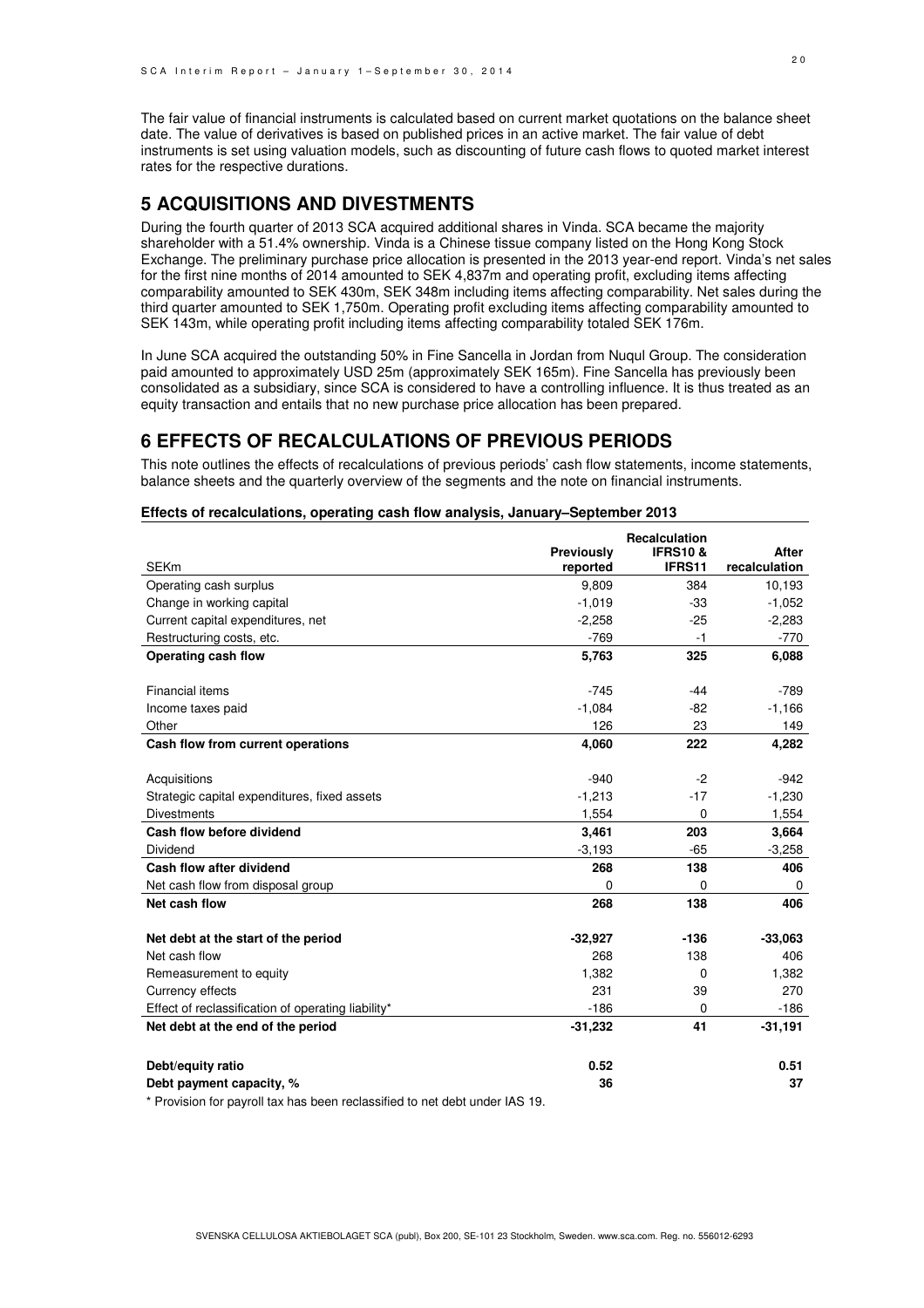The fair value of financial instruments is calculated based on current market quotations on the balance sheet date. The value of derivatives is based on published prices in an active market. The fair value of debt instruments is set using valuation models, such as discounting of future cash flows to quoted market interest rates for the respective durations.

## 5 ACQUISITIONS AND DIVESTMENTS

During the fourth quarter of 2013 SCA acquired additional shares in Vinda. SCA became the majority shareholder with a 51.4% ownership. Vinda is a Chinese tissue company listed on the Hong Kong Stock Exchange. The preliminary purchase price allocation is presented in the 2013 year-end report. Vinda's net sales for the first nine months of 2014 amounted to SEK 4,837m and operating profit, excluding items affecting comparability amounted to SEK 430m, SEK 348m including items affecting comparability. Net sales during the third quarter amounted to SEK 1,750m. Operating profit excluding items affecting comparability amounted to SEK 143m, while operating profit including items affecting comparability totaled SEK 176m.

In June SCA acquired the outstanding 50% in Fine Sancella in Jordan from Nuqul Group. The consideration paid amounted to approximately USD 25m (approximately SEK 165m). Fine Sancella has previously been consolidated as a subsidiary, since SCA is considered to have a controlling influence. It is thus treated as an equity transaction and entails that no new purchase price allocation has been prepared.

## 6 EFFECTS OF RECALCULATIONS OF PREVIOUS PERIODS

This note outlines the effects of recalculations of previous periods' cash flow statements, income statements, balance sheets and the quarterly overview of the segments and the note on financial instruments.

**Effects of recalculations, operating cash flow analysis, January–September 2013**

| SEKm | Previously reported | Recalculation IFRS10 & IFRS11 | After recalculation |
|---|---|---|---|
| Operating cash surplus | 9,809 | 384 | 10,193 |
| Change in working capital | -1,019 | -33 | -1,052 |
| Current capital expenditures, net | -2,258 | -25 | -2,283 |
| Restructuring costs, etc. | -769 | -1 | -770 |
| **Operating cash flow** | **5,763** | **325** | **6,088** |
| | | | |
| Financial items | -745 | -44 | -789 |
| Income taxes paid | -1,084 | -82 | -1,166 |
| Other | 126 | 23 | 149 |
| **Cash flow from current operations** | **4,060** | **222** | **4,282** |
| | | | |
| Acquisitions | -940 | -2 | -942 |
| Strategic capital expenditures, fixed assets | -1,213 | -17 | -1,230 |
| Divestments | 1,554 | 0 | 1,554 |
| **Cash flow before dividend** | **3,461** | **203** | **3,664** |
| Dividend | -3,193 | -65 | -3,258 |
| **Cash flow after dividend** | **268** | **138** | **406** |
| Net cash flow from disposal group | 0 | 0 | 0 |
| **Net cash flow** | **268** | **138** | **406** |
| | | | |
| **Net debt at the start of the period** | **-32,927** | **-136** | **-33,063** |
| Net cash flow | 268 | 138 | 406 |
| Remeasurement to equity | 1,382 | 0 | 1,382 |
| Currency effects | 231 | 39 | 270 |
| Effect of reclassification of operating liability* | -186 | 0 | -186 |
| **Net debt at the end of the period** | **-31,232** | **41** | **-31,191** |
| | | | |
| **Debt/equity ratio** | **0.52** | | **0.51** |
| **Debt payment capacity, %** | **36** | | **37** |

\* Provision for payroll tax has been reclassified to net debt under IAS 19.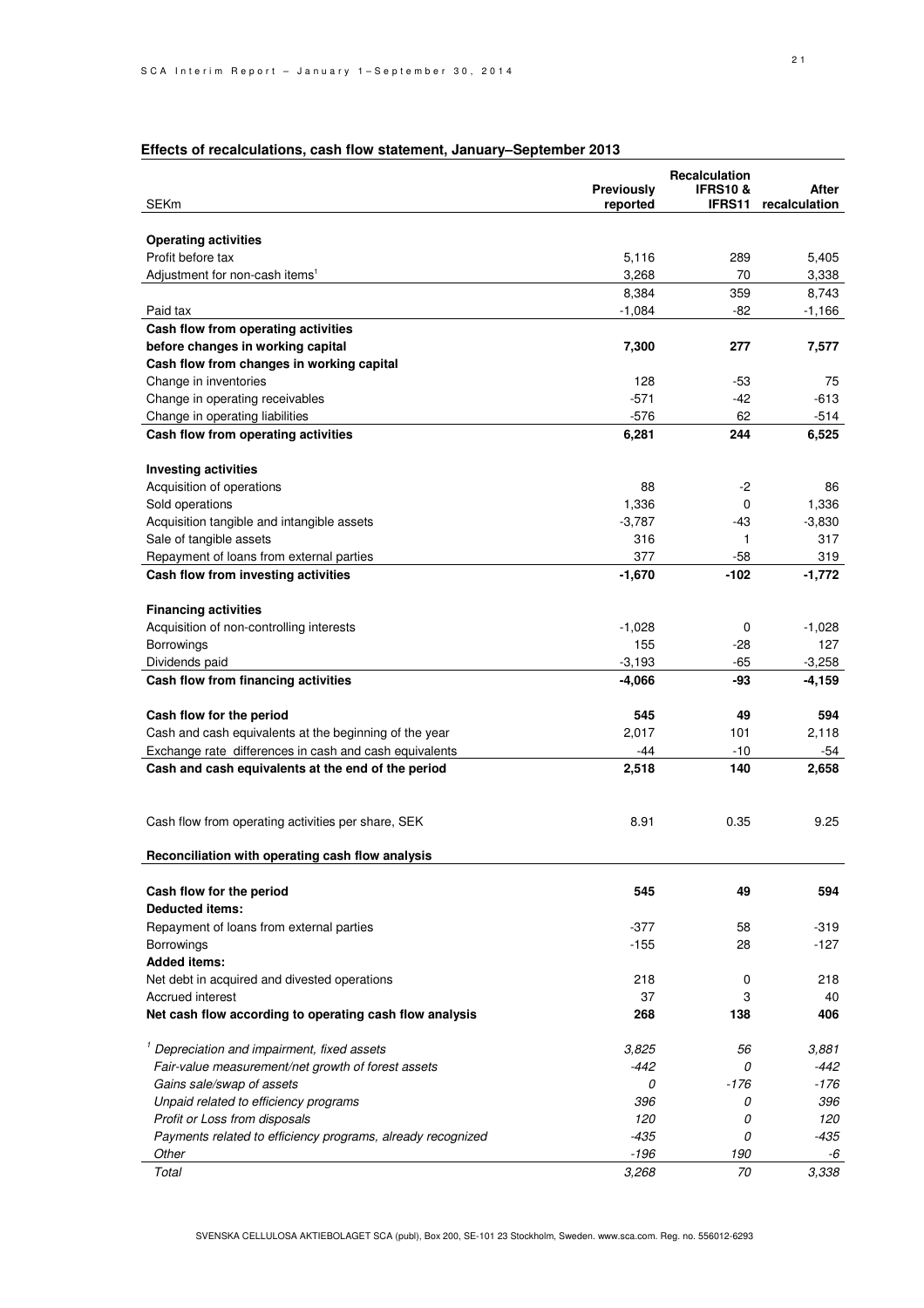## Effects of recalculations, cash flow statement, January–September 2013

| SEKm | Previously reported | Recalculation IFRS10 & IFRS11 | After recalculation |
|---|---|---|---|
| **Operating activities** | | | |
| Profit before tax | 5,116 | 289 | 5,405 |
| Adjustment for non-cash items[1] | 3,268 | 70 | 3,338 |
| | 8,384 | 359 | 8,743 |
| Paid tax | -1,084 | -82 | -1,166 |
| **Cash flow from operating activities before changes in working capital** | **7,300** | **277** | **7,577** |
| **Cash flow from changes in working capital** | | | |
| Change in inventories | 128 | -53 | 75 |
| Change in operating receivables | -571 | -42 | -613 |
| Change in operating liabilities | -576 | 62 | -514 |
| **Cash flow from operating activities** | **6,281** | **244** | **6,525** |
| | | | |
| **Investing activities** | | | |
| Acquisition of operations | 88 | -2 | 86 |
| Sold operations | 1,336 | 0 | 1,336 |
| Acquisition tangible and intangible assets | -3,787 | -43 | -3,830 |
| Sale of tangible assets | 316 | 1 | 317 |
| Repayment of loans from external parties | 377 | -58 | 319 |
| **Cash flow from investing activities** | **-1,670** | **-102** | **-1,772** |
| | | | |
| **Financing activities** | | | |
| Acquisition of non-controlling interests | -1,028 | 0 | -1,028 |
| Borrowings | 155 | -28 | 127 |
| Dividends paid | -3,193 | -65 | -3,258 |
| **Cash flow from financing activities** | **-4,066** | **-93** | **-4,159** |
| | | | |
| **Cash flow for the period** | **545** | **49** | **594** |
| Cash and cash equivalents at the beginning of the year | 2,017 | 101 | 2,118 |
| Exchange rate differences in cash and cash equivalents | -44 | -10 | -54 |
| **Cash and cash equivalents at the end of the period** | **2,518** | **140** | **2,658** |
| | | | |
| Cash flow from operating activities per share, SEK | 8.91 | 0.35 | 9.25 |
| | | | |
| **Reconciliation with operating cash flow analysis** | | | |
| | | | |
| **Cash flow for the period** | **545** | **49** | **594** |
| **Deducted items:** | | | |
| Repayment of loans from external parties | -377 | 58 | -319 |
| Borrowings | -155 | 28 | -127 |
| **Added items:** | | | |
| Net debt in acquired and divested operations | 218 | 0 | 218 |
| Accrued interest | 37 | 3 | 40 |
| **Net cash flow according to operating cash flow analysis** | **268** | **138** | **406** |
| | | | |
| *[1] Depreciation and impairment, fixed assets* | *3,825* | *56* | *3,881* |
| *Fair-value measurement/net growth of forest assets* | *-442* | *0* | *-442* |
| *Gains sale/swap of assets* | *0* | *-176* | *-176* |
| *Unpaid related to efficiency programs* | *396* | *0* | *396* |
| *Profit or Loss from disposals* | *120* | *0* | *120* |
| *Payments related to efficiency programs, already recognized* | *-435* | *0* | *-435* |
| *Other* | *-196* | *190* | *-6* |
| *Total* | *3,268* | *70* | *3,338* |

SVENSKA CELLULOSA AKTIEBOLAGET SCA (publ), Box 200, SE-101 23 Stockholm, Sweden. www.sca.com. Reg. no. 556012-6293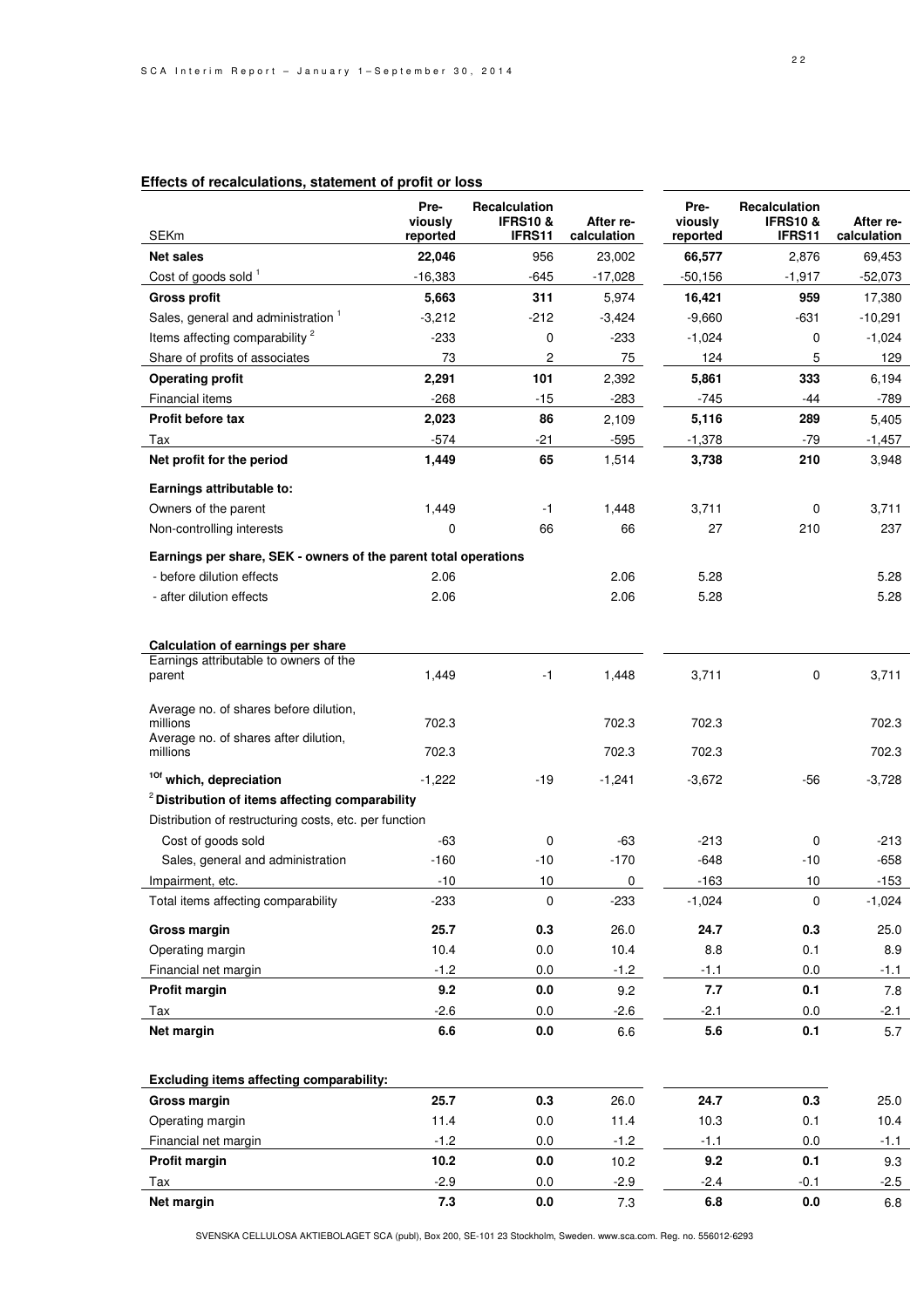## Effects of recalculations, statement of profit or loss

| SEKm | Previously reported | Recalculation IFRS10 & IFRS11 | After re-calculation | Previously reported | Recalculation IFRS10 & IFRS11 | After re-calculation |
|---|---|---|---|---|---|---|
| **Net sales** | **22,046** | 956 | 23,002 | **66,577** | 2,876 | 69,453 |
| Cost of goods sold [1] | -16,383 | -645 | -17,028 | -50,156 | -1,917 | -52,073 |
| **Gross profit** | **5,663** | **311** | 5,974 | **16,421** | **959** | 17,380 |
| Sales, general and administration [1] | -3,212 | -212 | -3,424 | -9,660 | -631 | -10,291 |
| Items affecting comparability [2] | -233 | 0 | -233 | -1,024 | 0 | -1,024 |
| Share of profits of associates | 73 | 2 | 75 | 124 | 5 | 129 |
| **Operating profit** | **2,291** | **101** | 2,392 | **5,861** | **333** | 6,194 |
| Financial items | -268 | -15 | -283 | -745 | -44 | -789 |
| **Profit before tax** | **2,023** | **86** | 2,109 | **5,116** | **289** | 5,405 |
| Tax | -574 | -21 | -595 | -1,378 | -79 | -1,457 |
| **Net profit for the period** | **1,449** | **65** | 1,514 | **3,738** | **210** | 3,948 |
| **Earnings attributable to:** | | | | | | |
| Owners of the parent | 1,449 | -1 | 1,448 | 3,711 | 0 | 3,711 |
| Non-controlling interests | 0 | 66 | 66 | 27 | 210 | 237 |
| **Earnings per share, SEK - owners of the parent total operations** | | | | | | |
| - before dilution effects | 2.06 | | 2.06 | 5.28 | | 5.28 |
| - after dilution effects | 2.06 | | 2.06 | 5.28 | | 5.28 |
| | | | | | | |
| **Calculation of earnings per share** | | | | | | |
| Earnings attributable to owners of the parent | 1,449 | -1 | 1,448 | 3,711 | 0 | 3,711 |
| Average no. of shares before dilution, millions | 702.3 | | 702.3 | 702.3 | | 702.3 |
| Average no. of shares after dilution, millions | 702.3 | | 702.3 | 702.3 | | 702.3 |
| **[1] Of which, depreciation** | -1,222 | -19 | -1,241 | -3,672 | -56 | -3,728 |
| **[2] Distribution of items affecting comparability** | | | | | | |
| Distribution of restructuring costs, etc. per function | | | | | | |
| Cost of goods sold | -63 | 0 | -63 | -213 | 0 | -213 |
| Sales, general and administration | -160 | -10 | -170 | -648 | -10 | -658 |
| Impairment, etc. | -10 | 10 | 0 | -163 | 10 | -153 |
| Total items affecting comparability | -233 | 0 | -233 | -1,024 | 0 | -1,024 |
| **Gross margin** | **25.7** | **0.3** | 26.0 | **24.7** | **0.3** | 25.0 |
| Operating margin | 10.4 | 0.0 | 10.4 | 8.8 | 0.1 | 8.9 |
| Financial net margin | -1.2 | 0.0 | -1.2 | -1.1 | 0.0 | -1.1 |
| **Profit margin** | **9.2** | **0.0** | 9.2 | **7.7** | **0.1** | 7.8 |
| Tax | -2.6 | 0.0 | -2.6 | -2.1 | 0.0 | -2.1 |
| **Net margin** | **6.6** | **0.0** | 6.6 | **5.6** | **0.1** | 5.7 |
| | | | | | | |
| **Excluding items affecting comparability:** | | | | | | |
| **Gross margin** | **25.7** | **0.3** | 26.0 | **24.7** | **0.3** | 25.0 |
| Operating margin | 11.4 | 0.0 | 11.4 | 10.3 | 0.1 | 10.4 |
| Financial net margin | -1.2 | 0.0 | -1.2 | -1.1 | 0.0 | -1.1 |
| **Profit margin** | **10.2** | **0.0** | 10.2 | **9.2** | **0.1** | 9.3 |
| Tax | -2.9 | 0.0 | -2.9 | -2.4 | -0.1 | -2.5 |
| **Net margin** | **7.3** | **0.0** | 7.3 | **6.8** | **0.0** | 6.8 |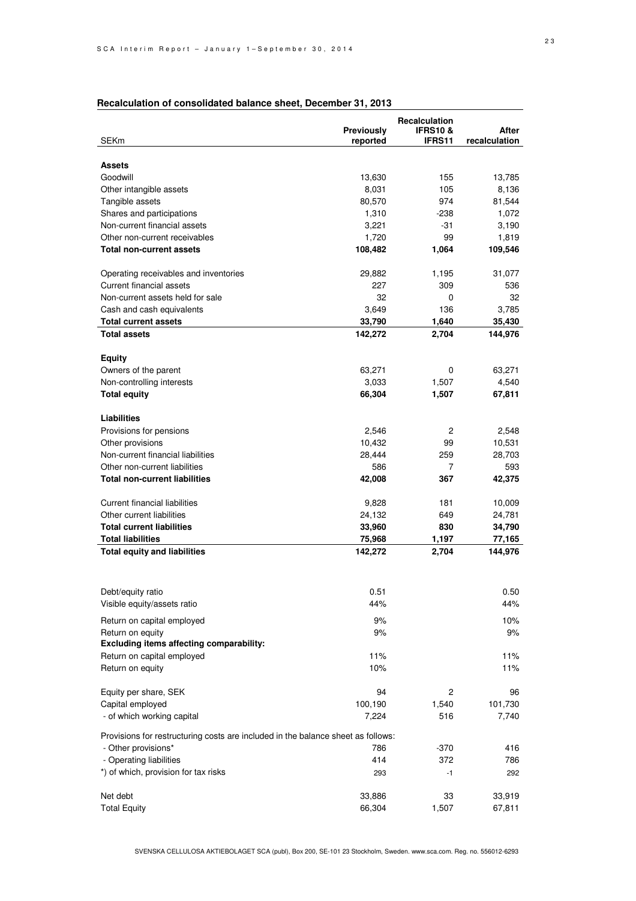## Recalculation of consolidated balance sheet, December 31, 2013

| SEKm | Previously reported | Recalculation IFRS10 & IFRS11 | After recalculation |
|---|---|---|---|
| **Assets** | | | |
| Goodwill | 13,630 | 155 | 13,785 |
| Other intangible assets | 8,031 | 105 | 8,136 |
| Tangible assets | 80,570 | 974 | 81,544 |
| Shares and participations | 1,310 | -238 | 1,072 |
| Non-current financial assets | 3,221 | -31 | 3,190 |
| Other non-current receivables | 1,720 | 99 | 1,819 |
| **Total non-current assets** | **108,482** | **1,064** | **109,546** |
| Operating receivables and inventories | 29,882 | 1,195 | 31,077 |
| Current financial assets | 227 | 309 | 536 |
| Non-current assets held for sale | 32 | 0 | 32 |
| Cash and cash equivalents | 3,649 | 136 | 3,785 |
| **Total current assets** | **33,790** | **1,640** | **35,430** |
| **Total assets** | **142,272** | **2,704** | **144,976** |
| **Equity** | | | |
| Owners of the parent | 63,271 | 0 | 63,271 |
| Non-controlling interests | 3,033 | 1,507 | 4,540 |
| **Total equity** | **66,304** | **1,507** | **67,811** |
| **Liabilities** | | | |
| Provisions for pensions | 2,546 | 2 | 2,548 |
| Other provisions | 10,432 | 99 | 10,531 |
| Non-current financial liabilities | 28,444 | 259 | 28,703 |
| Other non-current liabilities | 586 | 7 | 593 |
| **Total non-current liabilities** | **42,008** | **367** | **42,375** |
| Current financial liabilities | 9,828 | 181 | 10,009 |
| Other current liabilities | 24,132 | 649 | 24,781 |
| **Total current liabilities** | **33,960** | **830** | **34,790** |
| **Total liabilities** | **75,968** | **1,197** | **77,165** |
| **Total equity and liabilities** | **142,272** | **2,704** | **144,976** |

| | Previously reported | Recalculation IFRS10 & IFRS11 | After recalculation |
|---|---|---|---|
| Debt/equity ratio | 0.51 | | 0.50 |
| Visible equity/assets ratio | 44% | | 44% |
| Return on capital employed | 9% | | 10% |
| Return on equity | 9% | | 9% |
| **Excluding items affecting comparability:** | | | |
| Return on capital employed | 11% | | 11% |
| Return on equity | 10% | | 11% |
| Equity per share, SEK | 94 | 2 | 96 |
| Capital employed | 100,190 | 1,540 | 101,730 |
| - of which working capital | 7,224 | 516 | 7,740 |
| Provisions for restructuring costs are included in the balance sheet as follows: | | | |
| - Other provisions* | 786 | -370 | 416 |
| - Operating liabilities | 414 | 372 | 786 |
| *) of which, provision for tax risks | 293 | -1 | 292 |
| Net debt | 33,886 | 33 | 33,919 |
| Total Equity | 66,304 | 1,507 | 67,811 |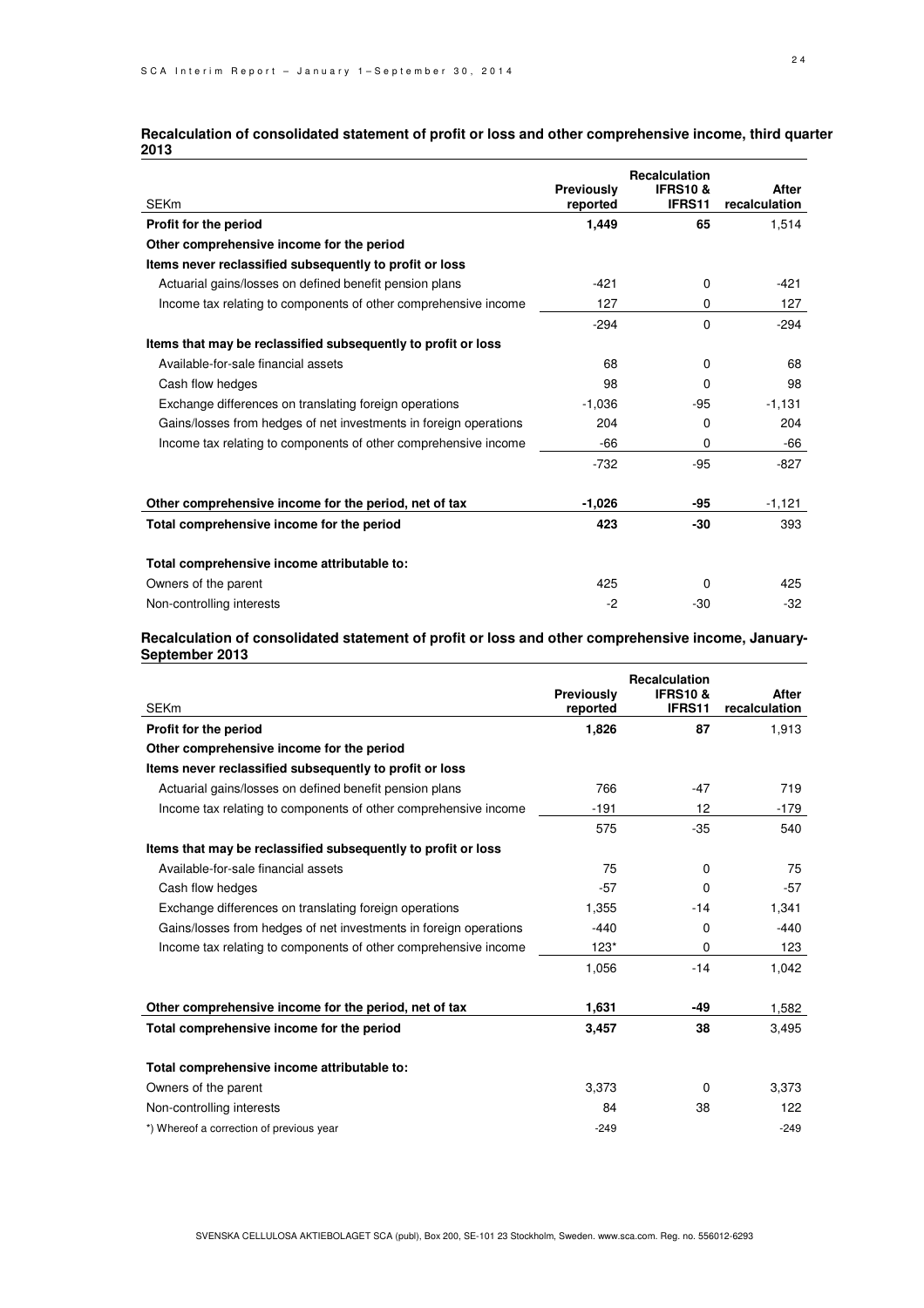**Recalculation of consolidated statement of profit or loss and other comprehensive income, third quarter 2013**

| SEKm | Previously reported | Recalculation IFRS10 & IFRS11 | After recalculation |
|---|---|---|---|
| **Profit for the period** | **1,449** | **65** | 1,514 |
| **Other comprehensive income for the period** | | | |
| **Items never reclassified subsequently to profit or loss** | | | |
| Actuarial gains/losses on defined benefit pension plans | -421 | 0 | -421 |
| Income tax relating to components of other comprehensive income | 127 | 0 | 127 |
| | -294 | 0 | -294 |
| **Items that may be reclassified subsequently to profit or loss** | | | |
| Available-for-sale financial assets | 68 | 0 | 68 |
| Cash flow hedges | 98 | 0 | 98 |
| Exchange differences on translating foreign operations | -1,036 | -95 | -1,131 |
| Gains/losses from hedges of net investments in foreign operations | 204 | 0 | 204 |
| Income tax relating to components of other comprehensive income | -66 | 0 | -66 |
| | -732 | -95 | -827 |
| **Other comprehensive income for the period, net of tax** | **-1,026** | **-95** | -1,121 |
| **Total comprehensive income for the period** | **423** | **-30** | 393 |
| **Total comprehensive income attributable to:** | | | |
| Owners of the parent | 425 | 0 | 425 |
| Non-controlling interests | -2 | -30 | -32 |

**Recalculation of consolidated statement of profit or loss and other comprehensive income, January-September 2013**

| SEKm | Previously reported | Recalculation IFRS10 & IFRS11 | After recalculation |
|---|---|---|---|
| **Profit for the period** | **1,826** | **87** | 1,913 |
| **Other comprehensive income for the period** | | | |
| **Items never reclassified subsequently to profit or loss** | | | |
| Actuarial gains/losses on defined benefit pension plans | 766 | -47 | 719 |
| Income tax relating to components of other comprehensive income | -191 | 12 | -179 |
| | 575 | -35 | 540 |
| **Items that may be reclassified subsequently to profit or loss** | | | |
| Available-for-sale financial assets | 75 | 0 | 75 |
| Cash flow hedges | -57 | 0 | -57 |
| Exchange differences on translating foreign operations | 1,355 | -14 | 1,341 |
| Gains/losses from hedges of net investments in foreign operations | -440 | 0 | -440 |
| Income tax relating to components of other comprehensive income | 123* | 0 | 123 |
| | 1,056 | -14 | 1,042 |
| **Other comprehensive income for the period, net of tax** | **1,631** | **-49** | 1,582 |
| **Total comprehensive income for the period** | **3,457** | **38** | 3,495 |
| **Total comprehensive income attributable to:** | | | |
| Owners of the parent | 3,373 | 0 | 3,373 |
| Non-controlling interests | 84 | 38 | 122 |
| *) Whereof a correction of previous year | -249 | | -249 |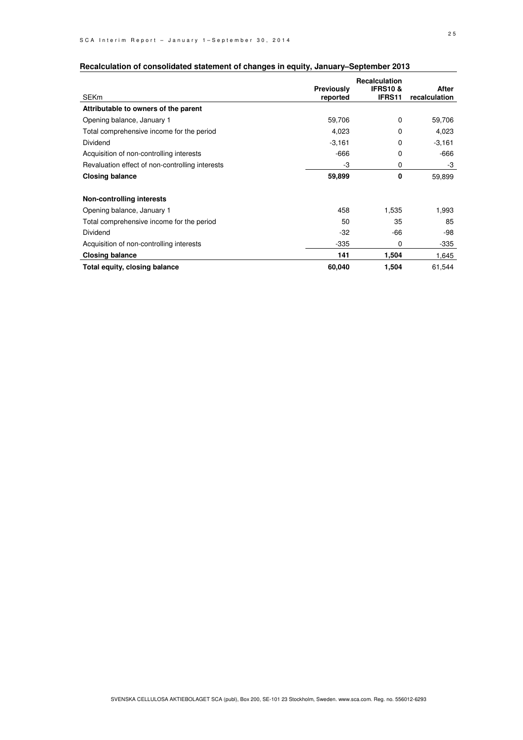## Recalculation of consolidated statement of changes in equity, January–September 2013

| SEKm | Previously reported | Recalculation IFRS10 & IFRS11 | After recalculation |
|---|---|---|---|
| **Attributable to owners of the parent** | | | |
| Opening balance, January 1 | 59,706 | 0 | 59,706 |
| Total comprehensive income for the period | 4,023 | 0 | 4,023 |
| Dividend | -3,161 | 0 | -3,161 |
| Acquisition of non-controlling interests | -666 | 0 | -666 |
| Revaluation effect of non-controlling interests | -3 | 0 | -3 |
| **Closing balance** | **59,899** | **0** | 59,899 |
| | | | |
| **Non-controlling interests** | | | |
| Opening balance, January 1 | 458 | 1,535 | 1,993 |
| Total comprehensive income for the period | 50 | 35 | 85 |
| Dividend | -32 | -66 | -98 |
| Acquisition of non-controlling interests | -335 | 0 | -335 |
| **Closing balance** | **141** | **1,504** | 1,645 |
| **Total equity, closing balance** | **60,040** | **1,504** | 61,544 |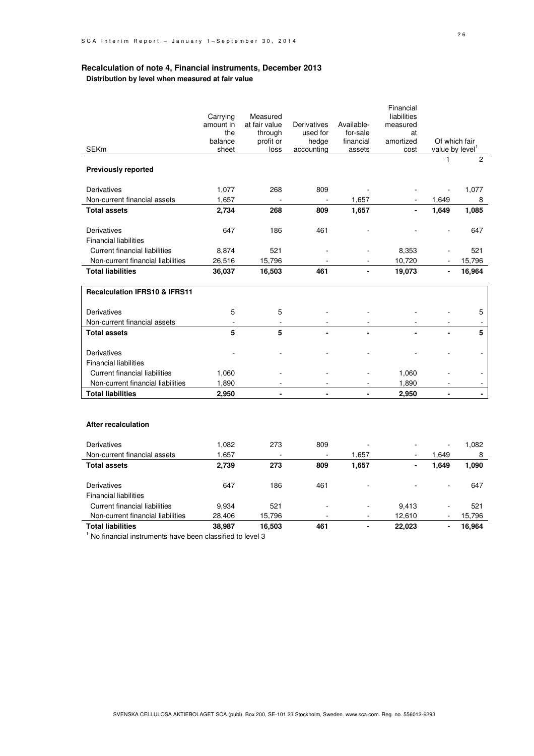## Recalculation of note 4, Financial instruments, December 2013

**Distribution by level when measured at fair value**

| SEKm | Carrying amount in the balance sheet | Measured at fair value through profit or loss | Derivatives used for hedge accounting | Available-for-sale financial assets | Financial liabilities measured at amortized cost | Of which fair value by level[1] | |
|---|---|---|---|---|---|---|---|
| | | | | | | 1 | 2 |
| **Previously reported** | | | | | | | |
| Derivatives | 1,077 | 268 | 809 | - | - | - | 1,077 |
| Non-current financial assets | 1,657 | - | - | 1,657 | - | 1,649 | 8 |
| **Total assets** | **2,734** | **268** | **809** | **1,657** | **-** | **1,649** | **1,085** |
| Derivatives | 647 | 186 | 461 | - | - | - | 647 |
| Financial liabilities | | | | | | | |
| Current financial liabilities | 8,874 | 521 | - | - | 8,353 | - | 521 |
| Non-current financial liabilities | 26,516 | 15,796 | - | - | 10,720 | - | 15,796 |
| **Total liabilities** | **36,037** | **16,503** | **461** | **-** | **19,073** | **-** | **16,964** |
| **Recalculation IFRS10 & IFRS11** | | | | | | | |
| Derivatives | 5 | 5 | - | - | - | - | 5 |
| Non-current financial assets | - | - | - | - | - | - | - |
| **Total assets** | **5** | **5** | **-** | **-** | **-** | **-** | **5** |
| Derivatives | - | - | - | - | - | - | - |
| Financial liabilities | | | | | | | |
| Current financial liabilities | 1,060 | - | - | - | 1,060 | - | - |
| Non-current financial liabilities | 1,890 | - | - | - | 1,890 | - | - |
| **Total liabilities** | **2,950** | **-** | **-** | **-** | **2,950** | **-** | **-** |
| **After recalculation** | | | | | | | |
| Derivatives | 1,082 | 273 | 809 | - | - | - | 1,082 |
| Non-current financial assets | 1,657 | - | - | 1,657 | - | 1,649 | 8 |
| **Total assets** | **2,739** | **273** | **809** | **1,657** | **-** | **1,649** | **1,090** |
| Derivatives | 647 | 186 | 461 | - | - | - | 647 |
| Financial liabilities | | | | | | | |
| Current financial liabilities | 9,934 | 521 | - | - | 9,413 | - | 521 |
| Non-current financial liabilities | 28,406 | 15,796 | - | - | 12,610 | - | 15,796 |
| **Total liabilities** | **38,987** | **16,503** | **461** | **-** | **22,023** | **-** | **16,964** |

[1] No financial instruments have been classified to level 3